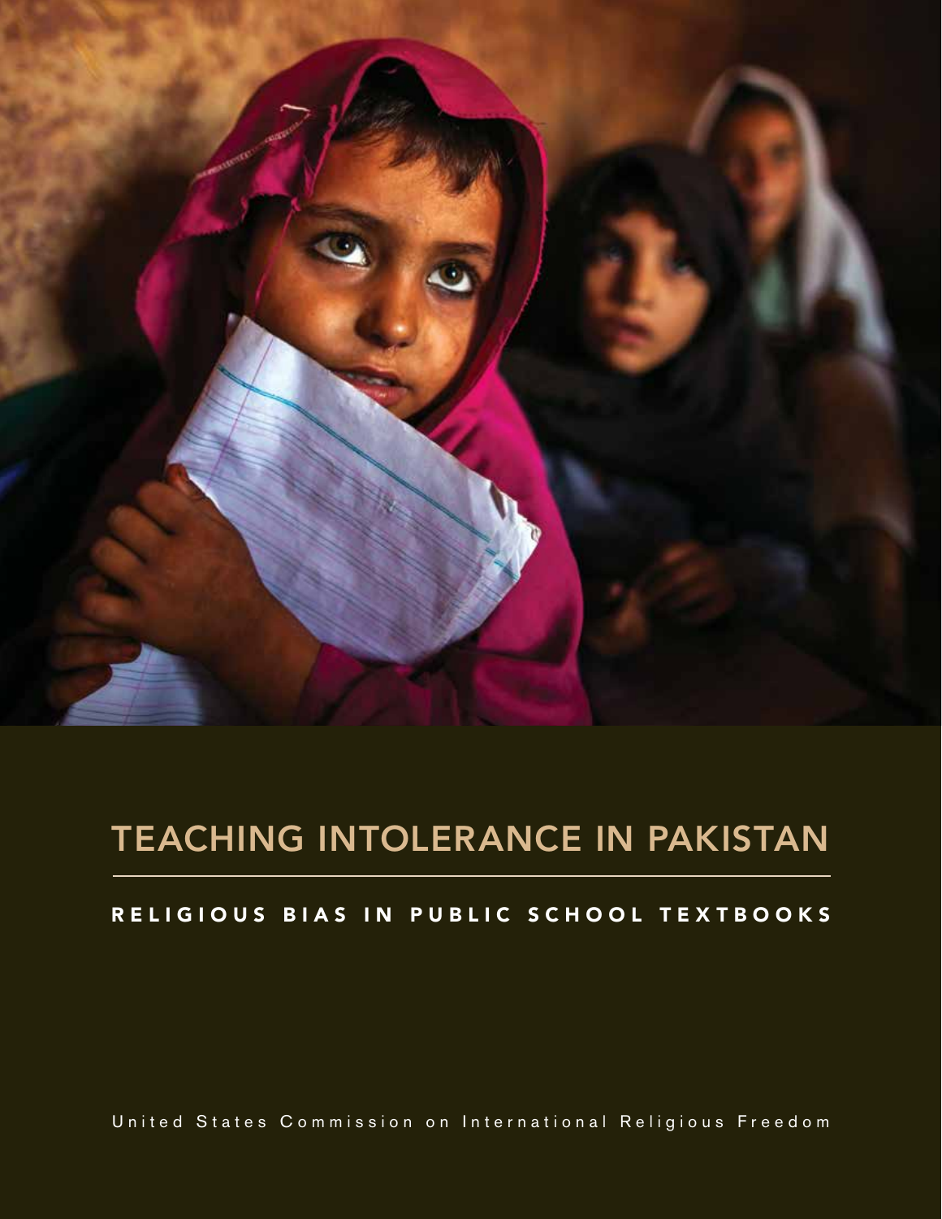# TEACHING INTOLERANCE IN PAKISTAN

## RELIGIOUS BIAS IN PUBLIC SCHOOL TEXTBOOKS

United States Commission on International Religious Freedom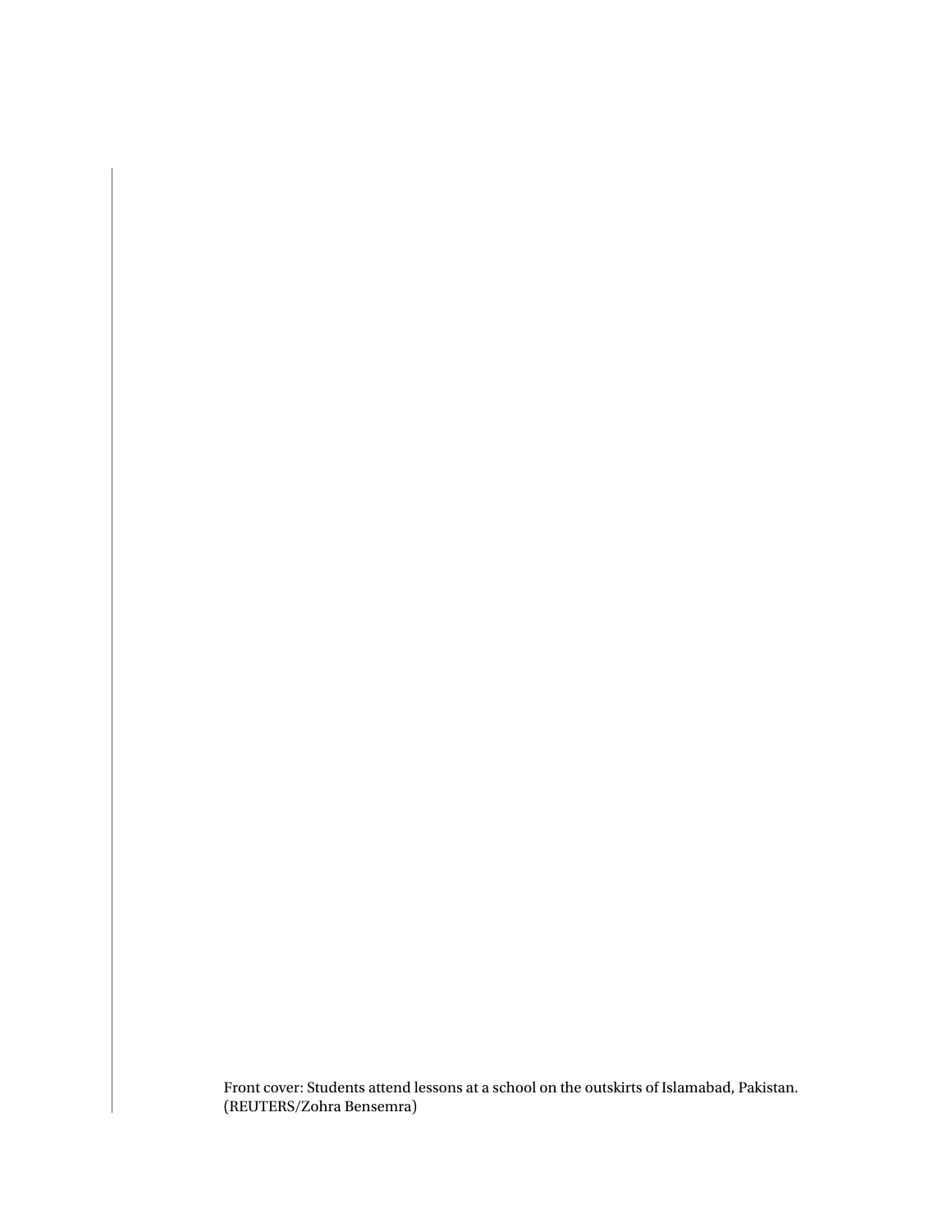Front cover: Students attend lessons at a school on the outskirts of Islamabad, Pakistan. (REUTERS/Zohra Bensemra)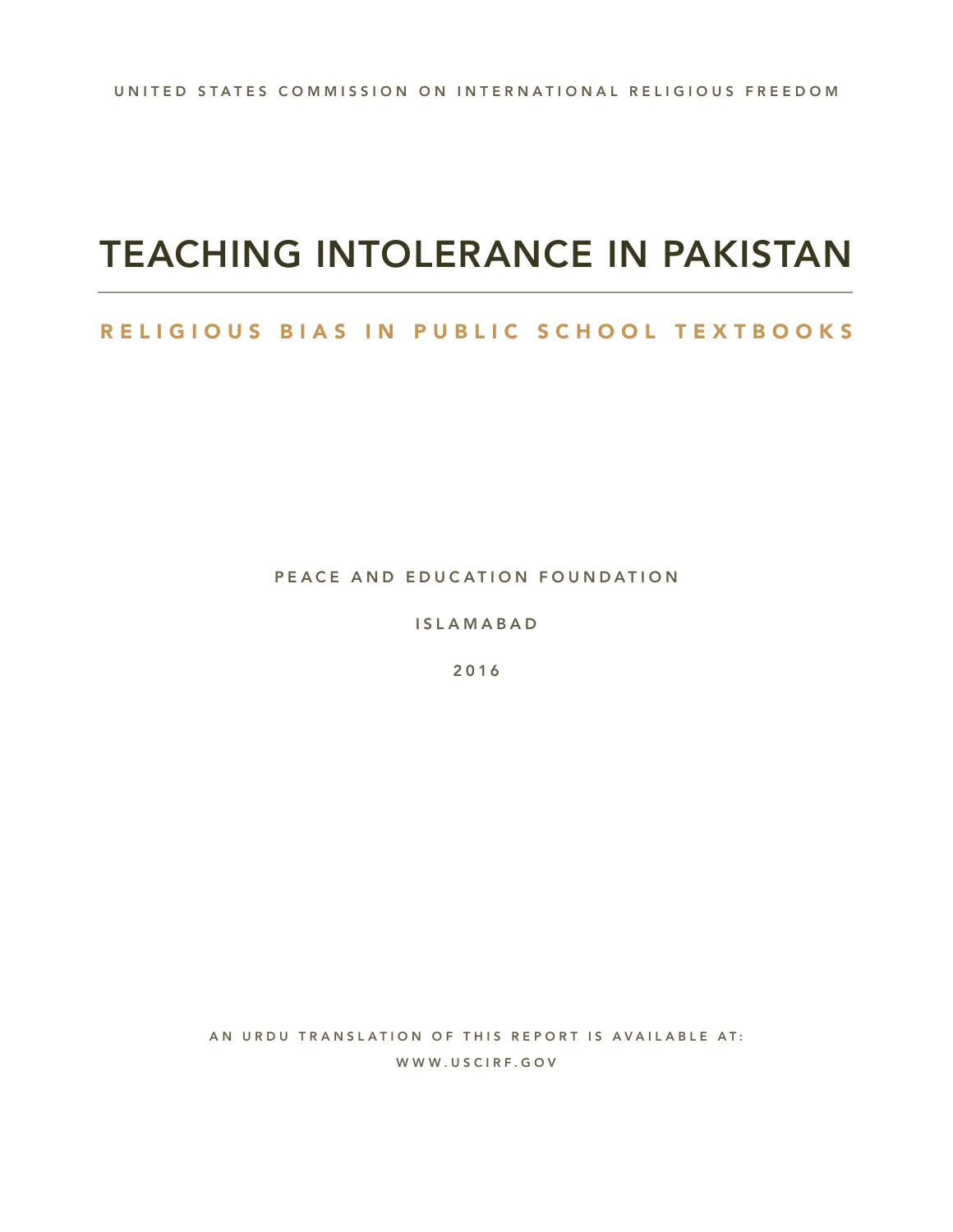UNITED STATES COMMISSION ON INTERNATIONAL RELIGIOUS FREEDOM

# TEACHING INTOLERANCE IN PAKISTAN

## RELIGIOUS BIAS IN PUBLIC SCHOOL TEXTBOOKS

PEACE AND EDUCATION FOUNDATION

ISLAMABAD

2016

AN URDU TRANSLATION OF THIS REPORT IS AVAILABLE AT:

WWW.USCIRF.GOV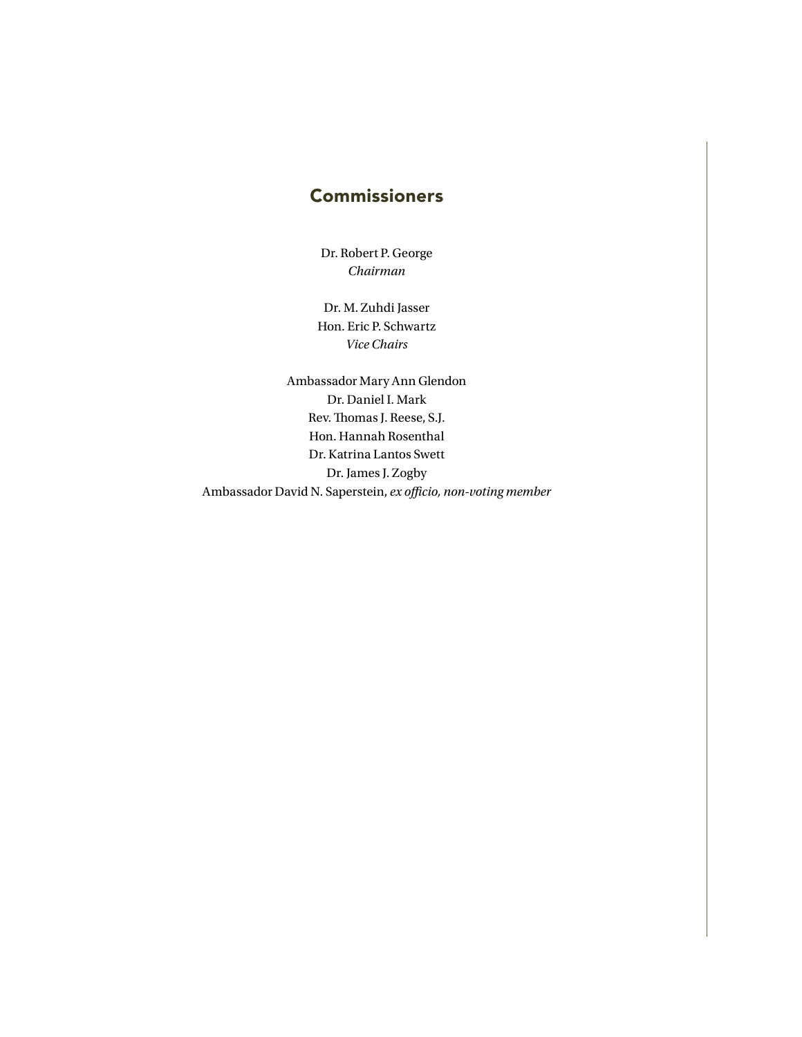## Commissioners

Dr. Robert P. George
*Chairman*

Dr. M. Zuhdi Jasser
Hon. Eric P. Schwartz
*Vice Chairs*

Ambassador Mary Ann Glendon
Dr. Daniel I. Mark
Rev. Thomas J. Reese, S.J.
Hon. Hannah Rosenthal
Dr. Katrina Lantos Swett
Dr. James J. Zogby
Ambassador David N. Saperstein, *ex officio, non-voting member*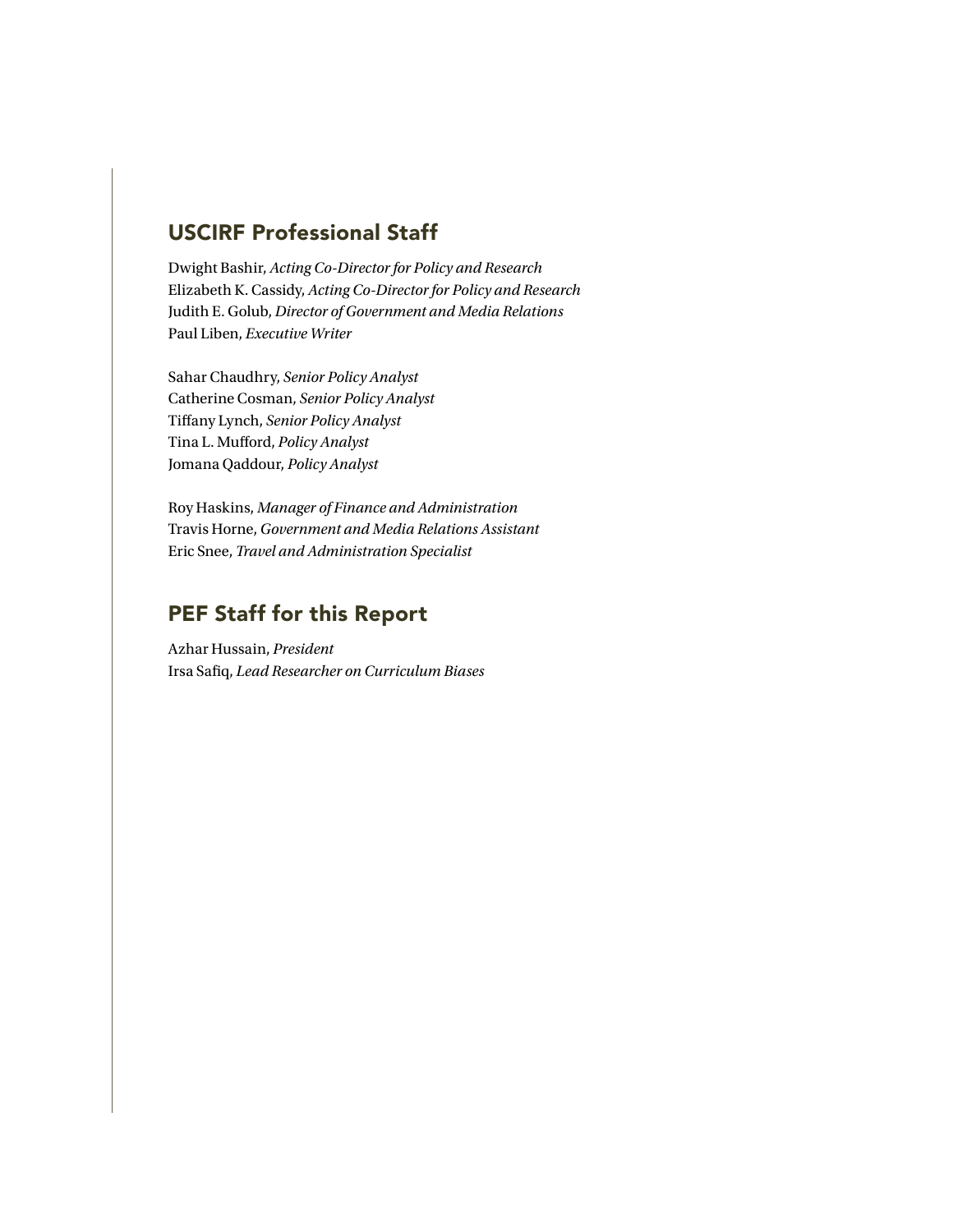## USCIRF Professional Staff

Dwight Bashir, *Acting Co-Director for Policy and Research*
Elizabeth K. Cassidy, *Acting Co-Director for Policy and Research*
Judith E. Golub, *Director of Government and Media Relations*
Paul Liben, *Executive Writer*

Sahar Chaudhry, *Senior Policy Analyst*
Catherine Cosman, *Senior Policy Analyst*
Tiffany Lynch, *Senior Policy Analyst*
Tina L. Mufford, *Policy Analyst*
Jomana Qaddour, *Policy Analyst*

Roy Haskins, *Manager of Finance and Administration*
Travis Horne, *Government and Media Relations Assistant*
Eric Snee, *Travel and Administration Specialist*

## PEF Staff for this Report

Azhar Hussain, *President*
Irsa Safiq, *Lead Researcher on Curriculum Biases*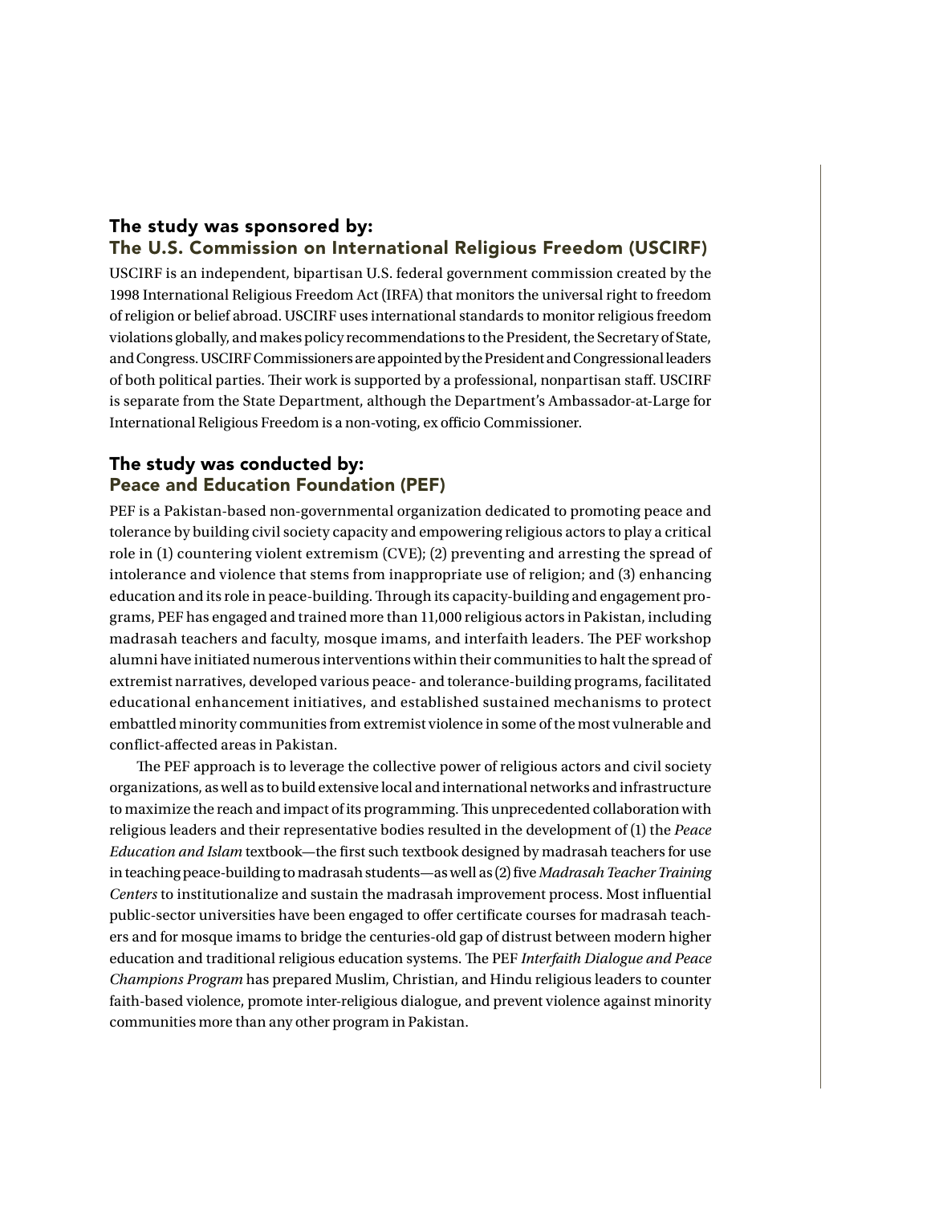## The study was sponsored by:
### The U.S. Commission on International Religious Freedom (USCIRF)

USCIRF is an independent, bipartisan U.S. federal government commission created by the 1998 International Religious Freedom Act (IRFA) that monitors the universal right to freedom of religion or belief abroad. USCIRF uses international standards to monitor religious freedom violations globally, and makes policy recommendations to the President, the Secretary of State, and Congress. USCIRF Commissioners are appointed by the President and Congressional leaders of both political parties. Their work is supported by a professional, nonpartisan staff. USCIRF is separate from the State Department, although the Department's Ambassador-at-Large for International Religious Freedom is a non-voting, ex officio Commissioner.

## The study was conducted by:
### Peace and Education Foundation (PEF)

PEF is a Pakistan-based non-governmental organization dedicated to promoting peace and tolerance by building civil society capacity and empowering religious actors to play a critical role in (1) countering violent extremism (CVE); (2) preventing and arresting the spread of intolerance and violence that stems from inappropriate use of religion; and (3) enhancing education and its role in peace-building. Through its capacity-building and engagement programs, PEF has engaged and trained more than 11,000 religious actors in Pakistan, including madrasah teachers and faculty, mosque imams, and interfaith leaders. The PEF workshop alumni have initiated numerous interventions within their communities to halt the spread of extremist narratives, developed various peace- and tolerance-building programs, facilitated educational enhancement initiatives, and established sustained mechanisms to protect embattled minority communities from extremist violence in some of the most vulnerable and conflict-affected areas in Pakistan.

The PEF approach is to leverage the collective power of religious actors and civil society organizations, as well as to build extensive local and international networks and infrastructure to maximize the reach and impact of its programming. This unprecedented collaboration with religious leaders and their representative bodies resulted in the development of (1) the *Peace Education and Islam* textbook—the first such textbook designed by madrasah teachers for use in teaching peace-building to madrasah students—as well as (2) five *Madrasah Teacher Training Centers* to institutionalize and sustain the madrasah improvement process. Most influential public-sector universities have been engaged to offer certificate courses for madrasah teachers and for mosque imams to bridge the centuries-old gap of distrust between modern higher education and traditional religious education systems. The PEF *Interfaith Dialogue and Peace Champions Program* has prepared Muslim, Christian, and Hindu religious leaders to counter faith-based violence, promote inter-religious dialogue, and prevent violence against minority communities more than any other program in Pakistan.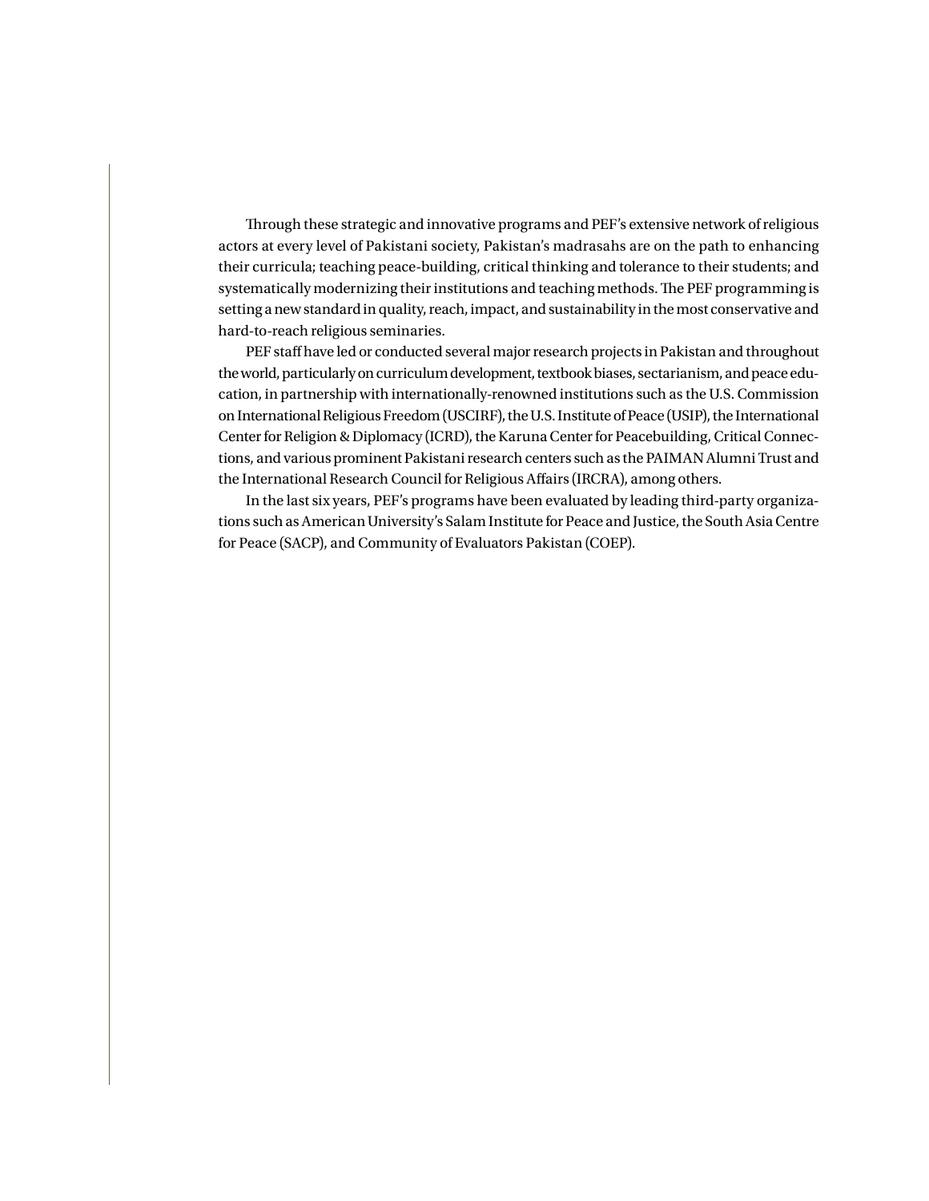Through these strategic and innovative programs and PEF's extensive network of religious actors at every level of Pakistani society, Pakistan's madrasahs are on the path to enhancing their curricula; teaching peace-building, critical thinking and tolerance to their students; and systematically modernizing their institutions and teaching methods. The PEF programming is setting a new standard in quality, reach, impact, and sustainability in the most conservative and hard-to-reach religious seminaries.

PEF staff have led or conducted several major research projects in Pakistan and throughout the world, particularly on curriculum development, textbook biases, sectarianism, and peace education, in partnership with internationally-renowned institutions such as the U.S. Commission on International Religious Freedom (USCIRF), the U.S. Institute of Peace (USIP), the International Center for Religion & Diplomacy (ICRD), the Karuna Center for Peacebuilding, Critical Connections, and various prominent Pakistani research centers such as the PAIMAN Alumni Trust and the International Research Council for Religious Affairs (IRCRA), among others.

In the last six years, PEF's programs have been evaluated by leading third-party organizations such as American University's Salam Institute for Peace and Justice, the South Asia Centre for Peace (SACP), and Community of Evaluators Pakistan (COEP).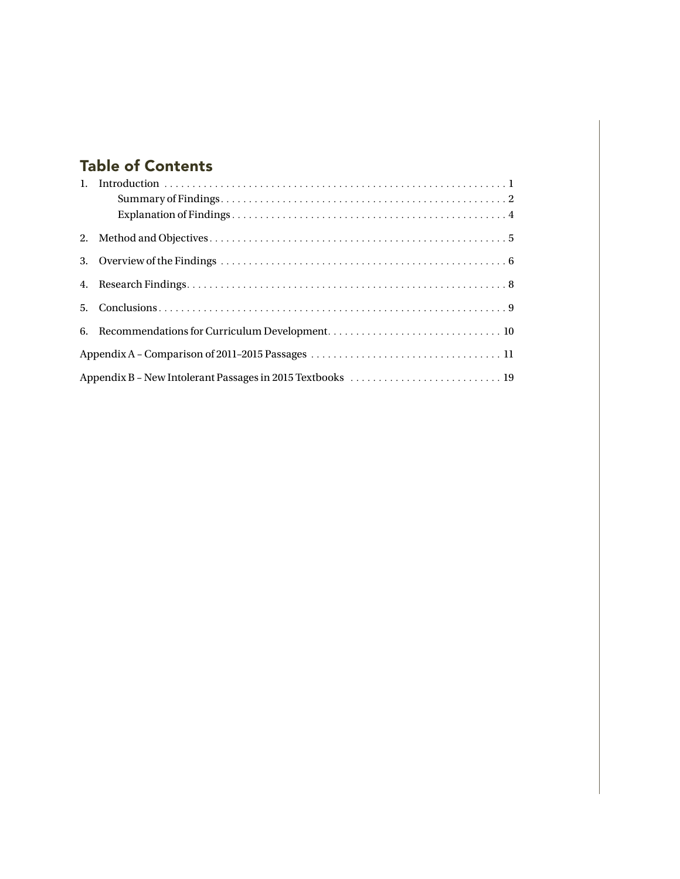## Table of Contents

1. Introduction . . . . . . . . . . . . . . . . . . . . . . . . . . . . . . . . . . . . . . . . . . . . . . . . . . . . . . . . . . . . . 1
   - Summary of Findings . . . . . . . . . . . . . . . . . . . . . . . . . . . . . . . . . . . . . . . . . . . . . . . . . . . 2
   - Explanation of Findings . . . . . . . . . . . . . . . . . . . . . . . . . . . . . . . . . . . . . . . . . . . . . . . . . 4
2. Method and Objectives . . . . . . . . . . . . . . . . . . . . . . . . . . . . . . . . . . . . . . . . . . . . . . . . . . . . 5
3. Overview of the Findings . . . . . . . . . . . . . . . . . . . . . . . . . . . . . . . . . . . . . . . . . . . . . . . . . . 6
4. Research Findings . . . . . . . . . . . . . . . . . . . . . . . . . . . . . . . . . . . . . . . . . . . . . . . . . . . . . . . . 8
5. Conclusions . . . . . . . . . . . . . . . . . . . . . . . . . . . . . . . . . . . . . . . . . . . . . . . . . . . . . . . . . . . . . 9
6. Recommendations for Curriculum Development . . . . . . . . . . . . . . . . . . . . . . . . . . . . . . 10

Appendix A – Comparison of 2011–2015 Passages . . . . . . . . . . . . . . . . . . . . . . . . . . . . . . . . . 11

Appendix B – New Intolerant Passages in 2015 Textbooks . . . . . . . . . . . . . . . . . . . . . . . . . . 19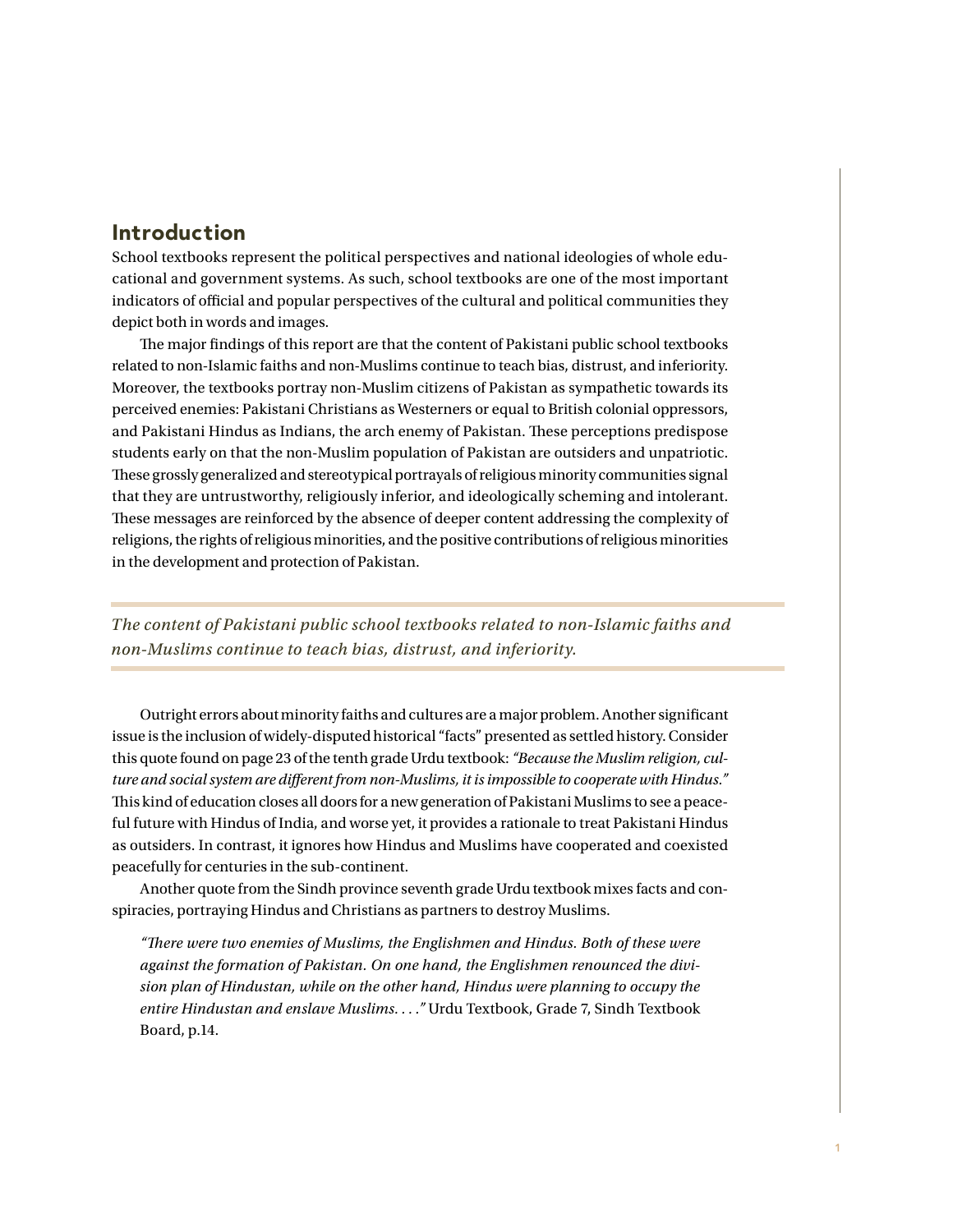## Introduction

School textbooks represent the political perspectives and national ideologies of whole educational and government systems. As such, school textbooks are one of the most important indicators of official and popular perspectives of the cultural and political communities they depict both in words and images.

The major findings of this report are that the content of Pakistani public school textbooks related to non-Islamic faiths and non-Muslims continue to teach bias, distrust, and inferiority. Moreover, the textbooks portray non-Muslim citizens of Pakistan as sympathetic towards its perceived enemies: Pakistani Christians as Westerners or equal to British colonial oppressors, and Pakistani Hindus as Indians, the arch enemy of Pakistan. These perceptions predispose students early on that the non-Muslim population of Pakistan are outsiders and unpatriotic. These grossly generalized and stereotypical portrayals of religious minority communities signal that they are untrustworthy, religiously inferior, and ideologically scheming and intolerant. These messages are reinforced by the absence of deeper content addressing the complexity of religions, the rights of religious minorities, and the positive contributions of religious minorities in the development and protection of Pakistan.

*The content of Pakistani public school textbooks related to non-Islamic faiths and non-Muslims continue to teach bias, distrust, and inferiority.*

Outright errors about minority faiths and cultures are a major problem. Another significant issue is the inclusion of widely-disputed historical "facts" presented as settled history. Consider this quote found on page 23 of the tenth grade Urdu textbook: *"Because the Muslim religion, culture and social system are different from non-Muslims, it is impossible to cooperate with Hindus."* This kind of education closes all doors for a new generation of Pakistani Muslims to see a peaceful future with Hindus of India, and worse yet, it provides a rationale to treat Pakistani Hindus as outsiders. In contrast, it ignores how Hindus and Muslims have cooperated and coexisted peacefully for centuries in the sub-continent.

Another quote from the Sindh province seventh grade Urdu textbook mixes facts and conspiracies, portraying Hindus and Christians as partners to destroy Muslims.

> *"There were two enemies of Muslims, the Englishmen and Hindus. Both of these were against the formation of Pakistan. On one hand, the Englishmen renounced the division plan of Hindustan, while on the other hand, Hindus were planning to occupy the entire Hindustan and enslave Muslims. . . ."* Urdu Textbook, Grade 7, Sindh Textbook Board, p.14.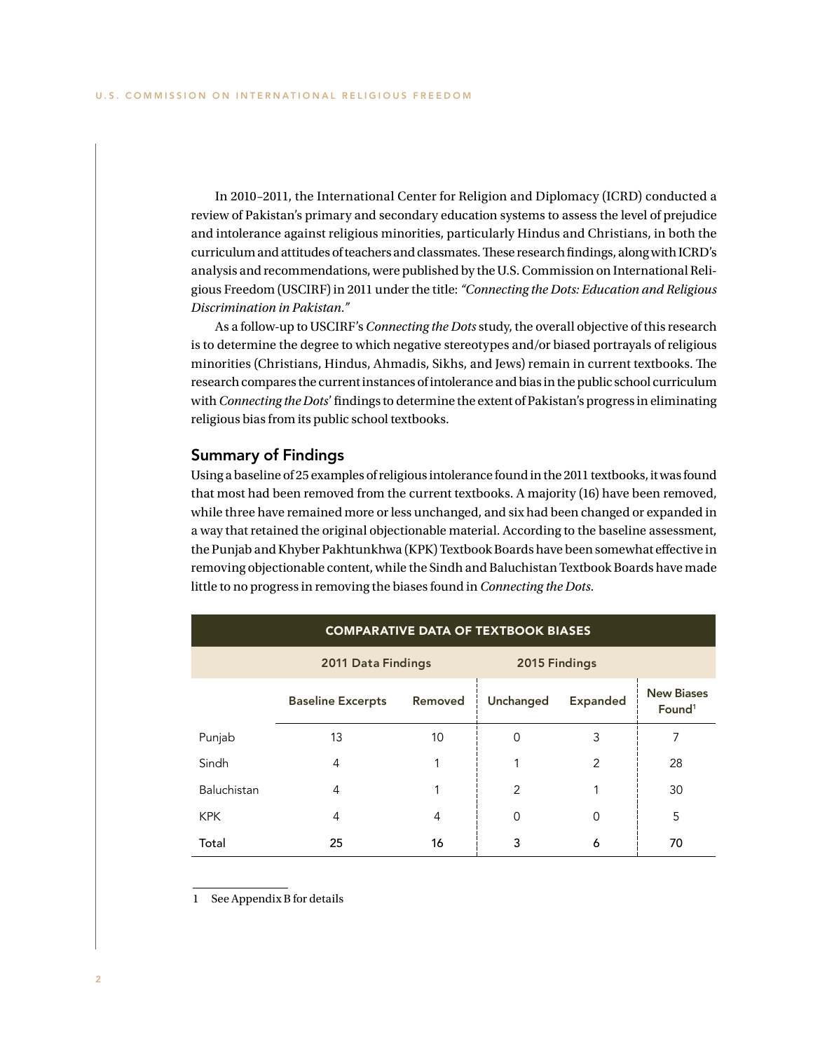In 2010–2011, the International Center for Religion and Diplomacy (ICRD) conducted a review of Pakistan's primary and secondary education systems to assess the level of prejudice and intolerance against religious minorities, particularly Hindus and Christians, in both the curriculum and attitudes of teachers and classmates. These research findings, along with ICRD's analysis and recommendations, were published by the U.S. Commission on International Religious Freedom (USCIRF) in 2011 under the title: *"Connecting the Dots: Education and Religious Discrimination in Pakistan."*

As a follow-up to USCIRF's *Connecting the Dots* study, the overall objective of this research is to determine the degree to which negative stereotypes and/or biased portrayals of religious minorities (Christians, Hindus, Ahmadis, Sikhs, and Jews) remain in current textbooks. The research compares the current instances of intolerance and bias in the public school curriculum with *Connecting the Dots*' findings to determine the extent of Pakistan's progress in eliminating religious bias from its public school textbooks.

## Summary of Findings

Using a baseline of 25 examples of religious intolerance found in the 2011 textbooks, it was found that most had been removed from the current textbooks. A majority (16) have been removed, while three have remained more or less unchanged, and six had been changed or expanded in a way that retained the original objectionable material. According to the baseline assessment, the Punjab and Khyber Pakhtunkhwa (KPK) Textbook Boards have been somewhat effective in removing objectionable content, while the Sindh and Baluchistan Textbook Boards have made little to no progress in removing the biases found in *Connecting the Dots*.

**COMPARATIVE DATA OF TEXTBOOK BIASES**

| | 2011 Data Findings | | 2015 Findings | | |
|---|---|---|---|---|---|
| | Baseline Excerpts | Removed | Unchanged | Expanded | New Biases Found[1] |
| Punjab | 13 | 10 | 0 | 3 | 7 |
| Sindh | 4 | 1 | 1 | 2 | 28 |
| Baluchistan | 4 | 1 | 2 | 1 | 30 |
| KPK | 4 | 4 | 0 | 0 | 5 |
| **Total** | **25** | **16** | **3** | **6** | **70** |

1 See Appendix B for details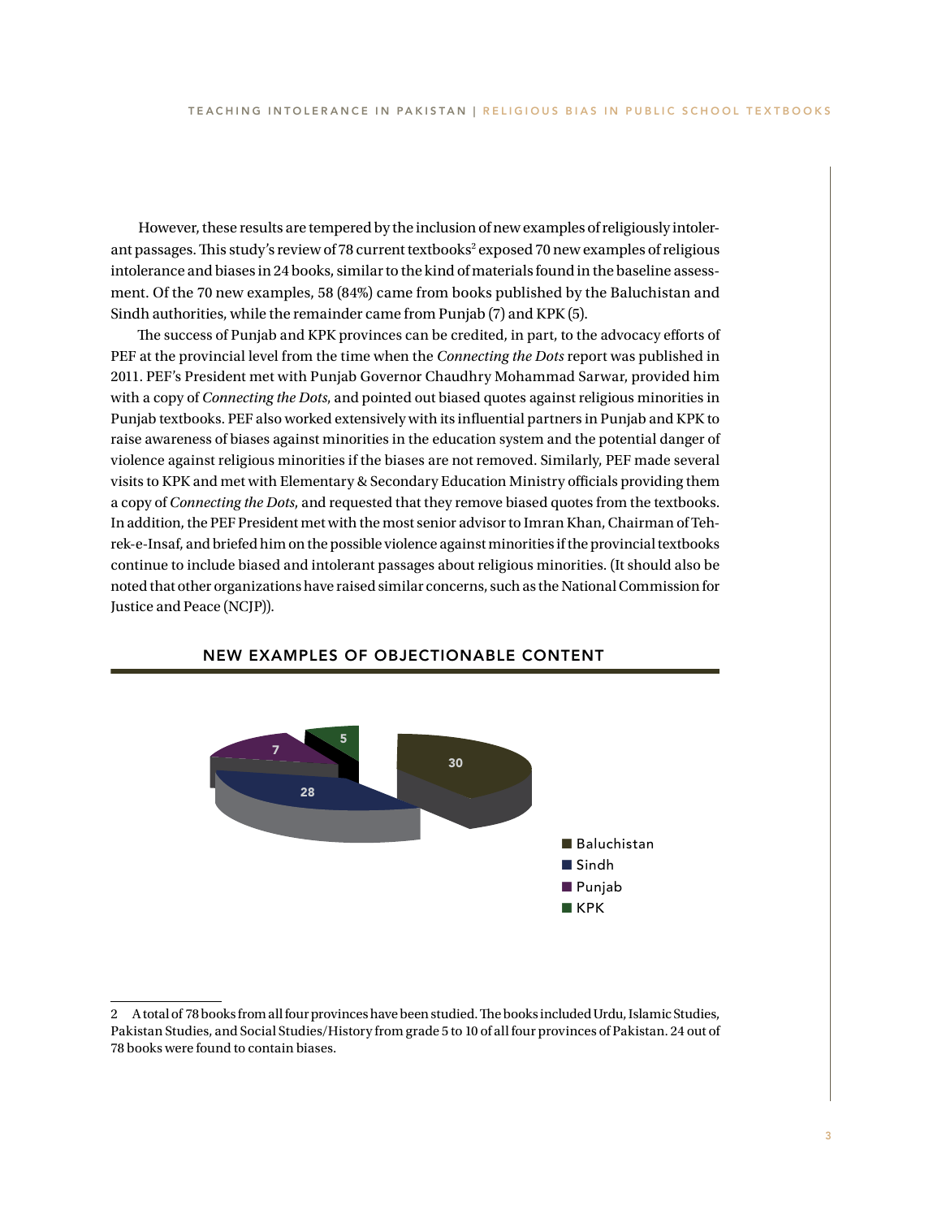However, these results are tempered by the inclusion of new examples of religiously intolerant passages. This study's review of 78 current textbooks[2] exposed 70 new examples of religious intolerance and biases in 24 books, similar to the kind of materials found in the baseline assessment. Of the 70 new examples, 58 (84%) came from books published by the Baluchistan and Sindh authorities, while the remainder came from Punjab (7) and KPK (5).

The success of Punjab and KPK provinces can be credited, in part, to the advocacy efforts of PEF at the provincial level from the time when the *Connecting the Dots* report was published in 2011. PEF's President met with Punjab Governor Chaudhry Mohammad Sarwar, provided him with a copy of *Connecting the Dots*, and pointed out biased quotes against religious minorities in Punjab textbooks. PEF also worked extensively with its influential partners in Punjab and KPK to raise awareness of biases against minorities in the education system and the potential danger of violence against religious minorities if the biases are not removed. Similarly, PEF made several visits to KPK and met with Elementary & Secondary Education Ministry officials providing them a copy of *Connecting the Dots*, and requested that they remove biased quotes from the textbooks. In addition, the PEF President met with the most senior advisor to Imran Khan, Chairman of Tehrek-e-Insaf, and briefed him on the possible violence against minorities if the provincial textbooks continue to include biased and intolerant passages about religious minorities. (It should also be noted that other organizations have raised similar concerns, such as the National Commission for Justice and Peace (NCJP)).

## NEW EXAMPLES OF OBJECTIONABLE CONTENT

| Province | New examples |
|---|---|
| Baluchistan | 30 |
| Sindh | 28 |
| Punjab | 7 |
| KPK | 5 |

---

2 A total of 78 books from all four provinces have been studied. The books included Urdu, Islamic Studies, Pakistan Studies, and Social Studies/History from grade 5 to 10 of all four provinces of Pakistan. 24 out of 78 books were found to contain biases.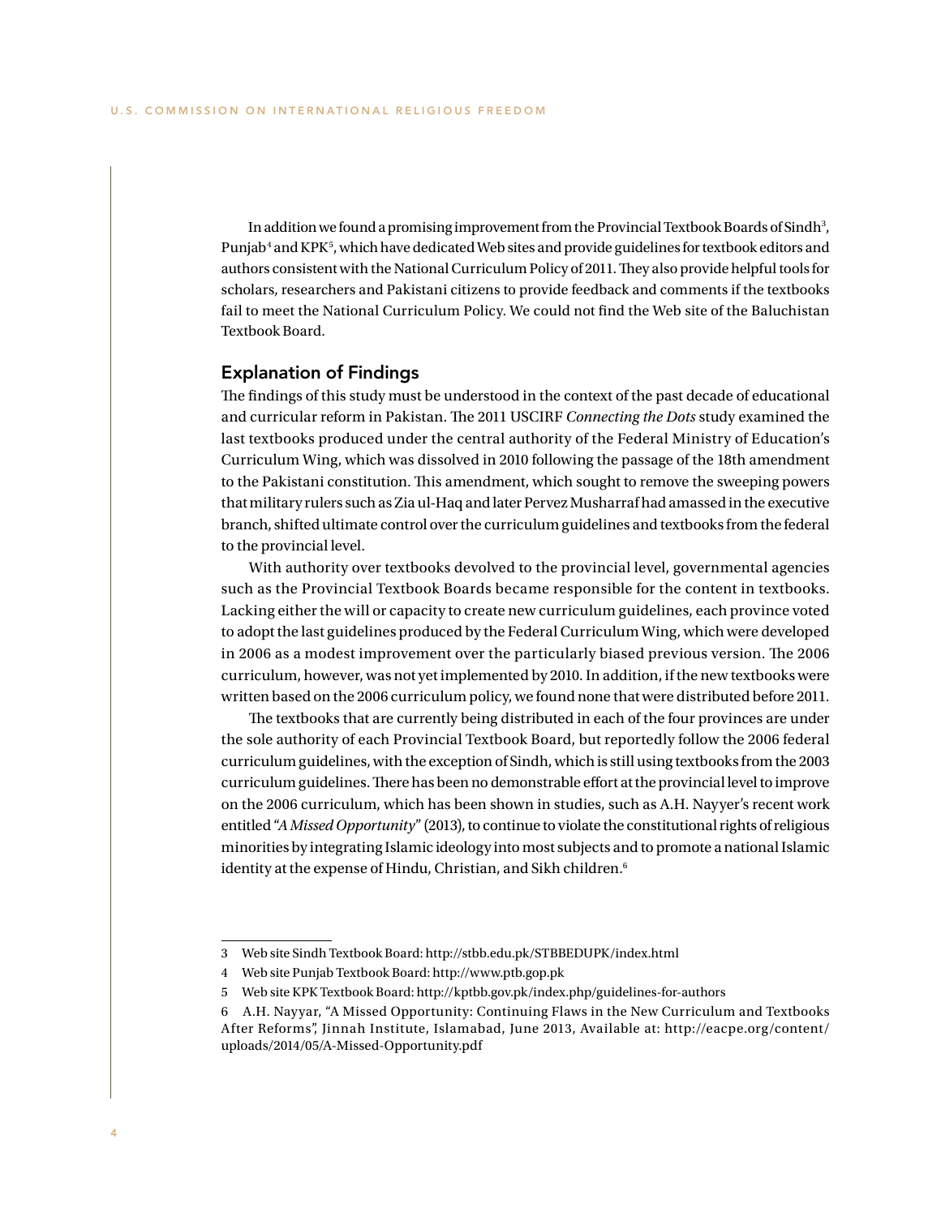In addition we found a promising improvement from the Provincial Textbook Boards of Sindh[3], Punjab[4] and KPK[5], which have dedicated Web sites and provide guidelines for textbook editors and authors consistent with the National Curriculum Policy of 2011. They also provide helpful tools for scholars, researchers and Pakistani citizens to provide feedback and comments if the textbooks fail to meet the National Curriculum Policy. We could not find the Web site of the Baluchistan Textbook Board.

## Explanation of Findings

The findings of this study must be understood in the context of the past decade of educational and curricular reform in Pakistan. The 2011 USCIRF *Connecting the Dots* study examined the last textbooks produced under the central authority of the Federal Ministry of Education's Curriculum Wing, which was dissolved in 2010 following the passage of the 18th amendment to the Pakistani constitution. This amendment, which sought to remove the sweeping powers that military rulers such as Zia ul-Haq and later Pervez Musharraf had amassed in the executive branch, shifted ultimate control over the curriculum guidelines and textbooks from the federal to the provincial level.

With authority over textbooks devolved to the provincial level, governmental agencies such as the Provincial Textbook Boards became responsible for the content in textbooks. Lacking either the will or capacity to create new curriculum guidelines, each province voted to adopt the last guidelines produced by the Federal Curriculum Wing, which were developed in 2006 as a modest improvement over the particularly biased previous version. The 2006 curriculum, however, was not yet implemented by 2010. In addition, if the new textbooks were written based on the 2006 curriculum policy, we found none that were distributed before 2011.

The textbooks that are currently being distributed in each of the four provinces are under the sole authority of each Provincial Textbook Board, but reportedly follow the 2006 federal curriculum guidelines, with the exception of Sindh, which is still using textbooks from the 2003 curriculum guidelines. There has been no demonstrable effort at the provincial level to improve on the 2006 curriculum, which has been shown in studies, such as A.H. Nayyer's recent work entitled "*A Missed Opportunity*" (2013), to continue to violate the constitutional rights of religious minorities by integrating Islamic ideology into most subjects and to promote a national Islamic identity at the expense of Hindu, Christian, and Sikh children.[6]

---

3 Web site Sindh Textbook Board: http://stbb.edu.pk/STBBEDUPK/index.html

4 Web site Punjab Textbook Board: http://www.ptb.gop.pk

5 Web site KPK Textbook Board: http://kptbb.gov.pk/index.php/guidelines-for-authors

6 A.H. Nayyar, "A Missed Opportunity: Continuing Flaws in the New Curriculum and Textbooks After Reforms", Jinnah Institute, Islamabad, June 2013, Available at: http://eacpe.org/content/uploads/2014/05/A-Missed-Opportunity.pdf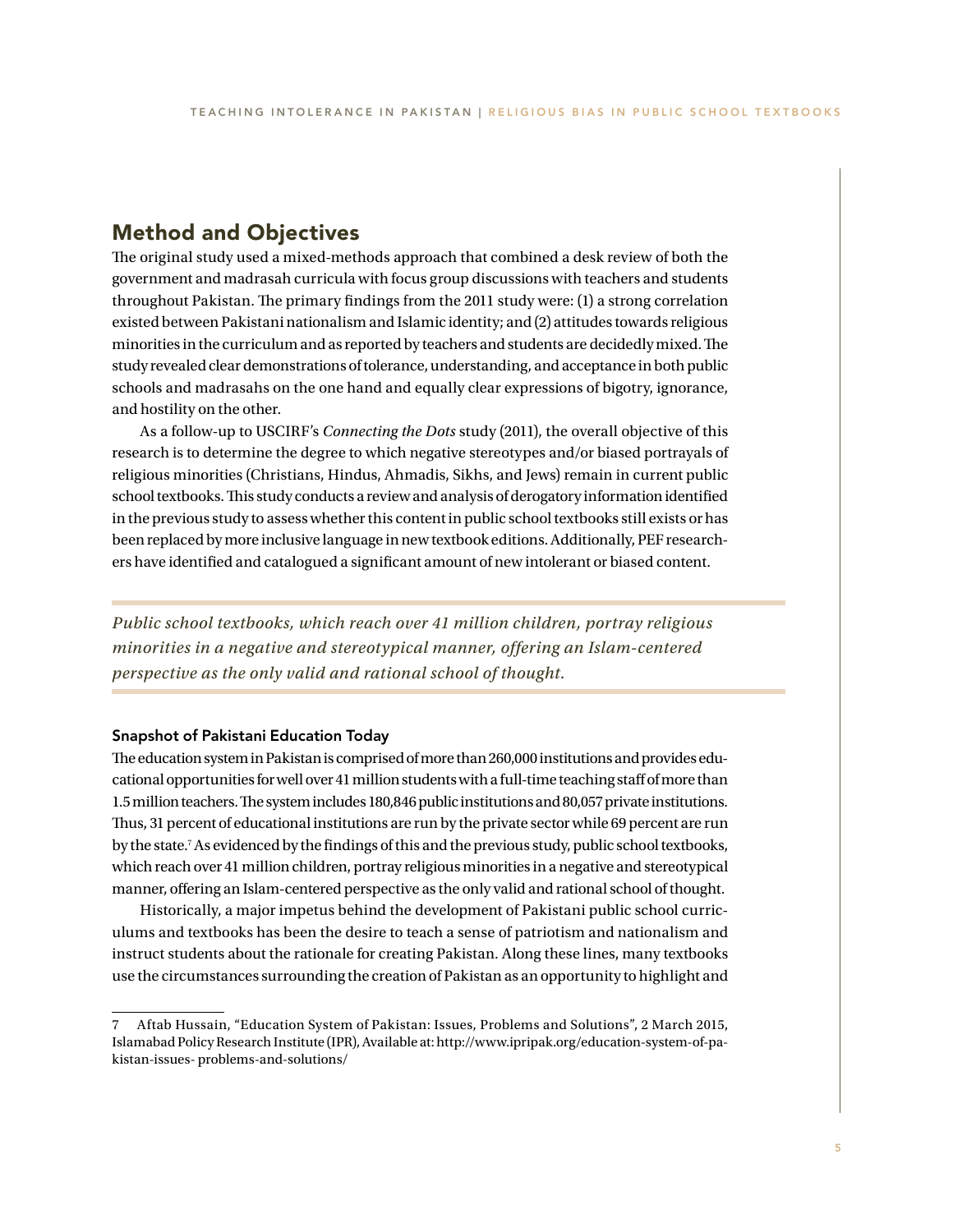## Method and Objectives

The original study used a mixed-methods approach that combined a desk review of both the government and madrasah curricula with focus group discussions with teachers and students throughout Pakistan. The primary findings from the 2011 study were: (1) a strong correlation existed between Pakistani nationalism and Islamic identity; and (2) attitudes towards religious minorities in the curriculum and as reported by teachers and students are decidedly mixed. The study revealed clear demonstrations of tolerance, understanding, and acceptance in both public schools and madrasahs on the one hand and equally clear expressions of bigotry, ignorance, and hostility on the other.

As a follow-up to USCIRF's *Connecting the Dots* study (2011), the overall objective of this research is to determine the degree to which negative stereotypes and/or biased portrayals of religious minorities (Christians, Hindus, Ahmadis, Sikhs, and Jews) remain in current public school textbooks. This study conducts a review and analysis of derogatory information identified in the previous study to assess whether this content in public school textbooks still exists or has been replaced by more inclusive language in new textbook editions. Additionally, PEF researchers have identified and catalogued a significant amount of new intolerant or biased content.

*Public school textbooks, which reach over 41 million children, portray religious minorities in a negative and stereotypical manner, offering an Islam-centered perspective as the only valid and rational school of thought.*

### Snapshot of Pakistani Education Today

The education system in Pakistan is comprised of more than 260,000 institutions and provides educational opportunities for well over 41 million students with a full-time teaching staff of more than 1.5 million teachers. The system includes 180,846 public institutions and 80,057 private institutions. Thus, 31 percent of educational institutions are run by the private sector while 69 percent are run by the state.[7] As evidenced by the findings of this and the previous study, public school textbooks, which reach over 41 million children, portray religious minorities in a negative and stereotypical manner, offering an Islam-centered perspective as the only valid and rational school of thought.

Historically, a major impetus behind the development of Pakistani public school curriculums and textbooks has been the desire to teach a sense of patriotism and nationalism and instruct students about the rationale for creating Pakistan. Along these lines, many textbooks use the circumstances surrounding the creation of Pakistan as an opportunity to highlight and

---

7 Aftab Hussain, "Education System of Pakistan: Issues, Problems and Solutions", 2 March 2015, Islamabad Policy Research Institute (IPR), Available at: http://www.ipripak.org/education-system-of-pakistan-issues- problems-and-solutions/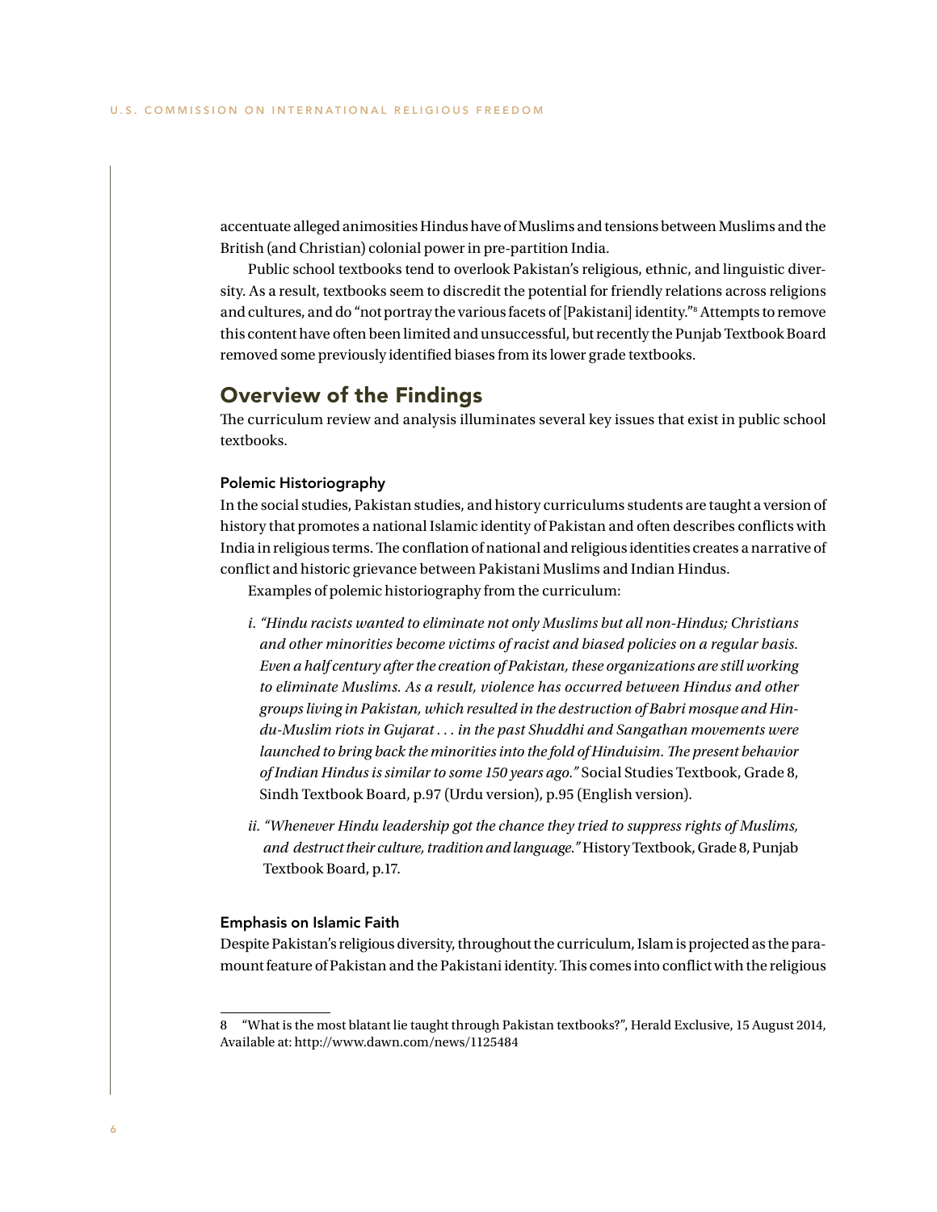accentuate alleged animosities Hindus have of Muslims and tensions between Muslims and the British (and Christian) colonial power in pre-partition India.

Public school textbooks tend to overlook Pakistan's religious, ethnic, and linguistic diversity. As a result, textbooks seem to discredit the potential for friendly relations across religions and cultures, and do "not portray the various facets of [Pakistani] identity."[8] Attempts to remove this content have often been limited and unsuccessful, but recently the Punjab Textbook Board removed some previously identified biases from its lower grade textbooks.

## Overview of the Findings

The curriculum review and analysis illuminates several key issues that exist in public school textbooks.

### Polemic Historiography

In the social studies, Pakistan studies, and history curriculums students are taught a version of history that promotes a national Islamic identity of Pakistan and often describes conflicts with India in religious terms. The conflation of national and religious identities creates a narrative of conflict and historic grievance between Pakistani Muslims and Indian Hindus.

Examples of polemic historiography from the curriculum:

i. *"Hindu racists wanted to eliminate not only Muslims but all non-Hindus; Christians and other minorities become victims of racist and biased policies on a regular basis. Even a half century after the creation of Pakistan, these organizations are still working to eliminate Muslims. As a result, violence has occurred between Hindus and other groups living in Pakistan, which resulted in the destruction of Babri mosque and Hindu-Muslim riots in Gujarat . . . in the past Shuddhi and Sangathan movements were launched to bring back the minorities into the fold of Hinduisim. The present behavior of Indian Hindus is similar to some 150 years ago."* Social Studies Textbook, Grade 8, Sindh Textbook Board, p.97 (Urdu version), p.95 (English version).

ii. *"Whenever Hindu leadership got the chance they tried to suppress rights of Muslims, and destruct their culture, tradition and language."* History Textbook, Grade 8, Punjab Textbook Board, p.17.

### Emphasis on Islamic Faith

Despite Pakistan's religious diversity, throughout the curriculum, Islam is projected as the paramount feature of Pakistan and the Pakistani identity. This comes into conflict with the religious

---

8 "What is the most blatant lie taught through Pakistan textbooks?", Herald Exclusive, 15 August 2014, Available at: http://www.dawn.com/news/1125484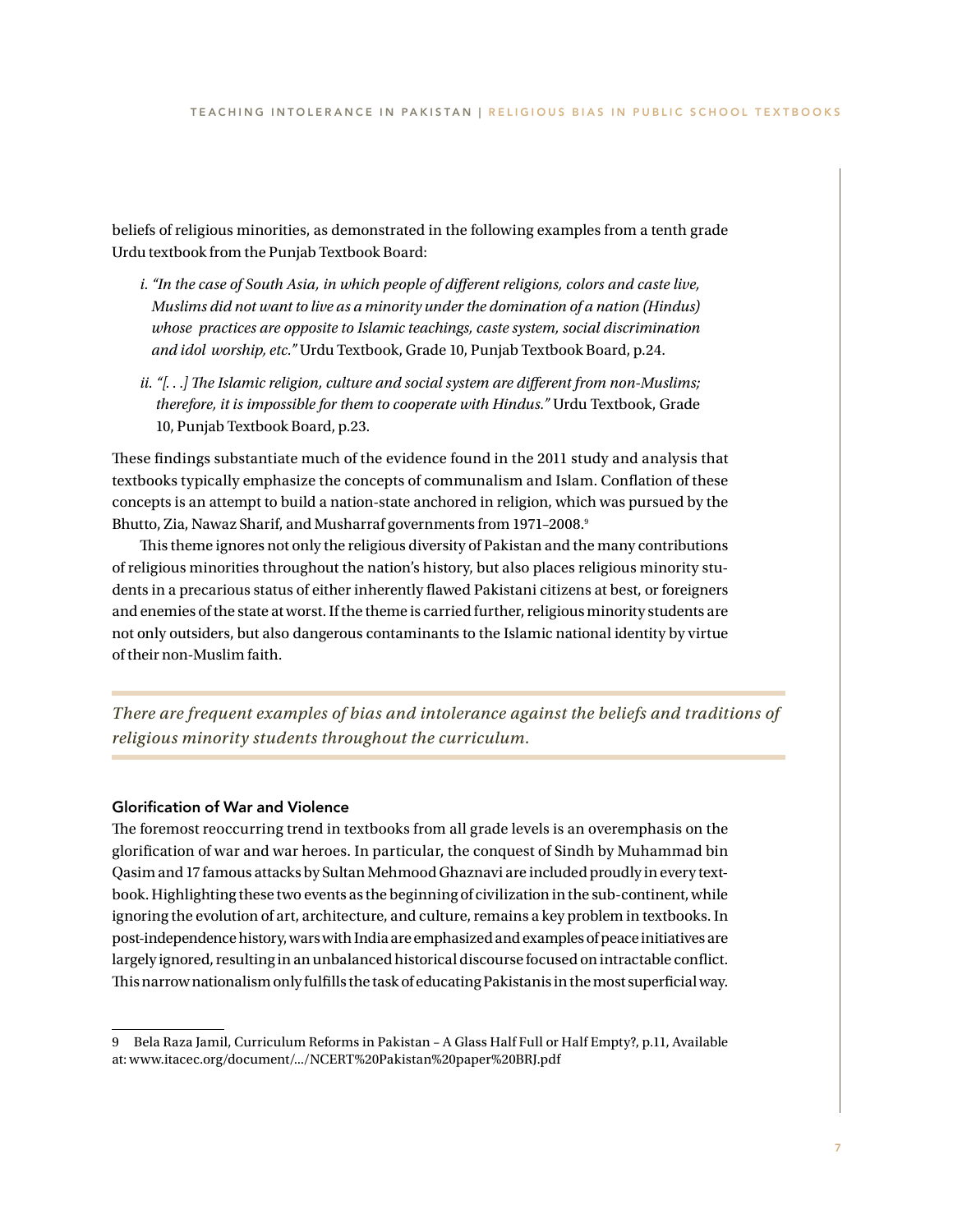beliefs of religious minorities, as demonstrated in the following examples from a tenth grade Urdu textbook from the Punjab Textbook Board:

i. *"In the case of South Asia, in which people of different religions, colors and caste live, Muslims did not want to live as a minority under the domination of a nation (Hindus) whose practices are opposite to Islamic teachings, caste system, social discrimination and idol worship, etc."* Urdu Textbook, Grade 10, Punjab Textbook Board, p.24.

ii. *"[. . .] The Islamic religion, culture and social system are different from non-Muslims; therefore, it is impossible for them to cooperate with Hindus."* Urdu Textbook, Grade 10, Punjab Textbook Board, p.23.

These findings substantiate much of the evidence found in the 2011 study and analysis that textbooks typically emphasize the concepts of communalism and Islam. Conflation of these concepts is an attempt to build a nation-state anchored in religion, which was pursued by the Bhutto, Zia, Nawaz Sharif, and Musharraf governments from 1971–2008.[9]

This theme ignores not only the religious diversity of Pakistan and the many contributions of religious minorities throughout the nation's history, but also places religious minority students in a precarious status of either inherently flawed Pakistani citizens at best, or foreigners and enemies of the state at worst. If the theme is carried further, religious minority students are not only outsiders, but also dangerous contaminants to the Islamic national identity by virtue of their non-Muslim faith.

> *There are frequent examples of bias and intolerance against the beliefs and traditions of religious minority students throughout the curriculum.*

### Glorification of War and Violence

The foremost reoccurring trend in textbooks from all grade levels is an overemphasis on the glorification of war and war heroes. In particular, the conquest of Sindh by Muhammad bin Qasim and 17 famous attacks by Sultan Mehmood Ghaznavi are included proudly in every textbook. Highlighting these two events as the beginning of civilization in the sub-continent, while ignoring the evolution of art, architecture, and culture, remains a key problem in textbooks. In post-independence history, wars with India are emphasized and examples of peace initiatives are largely ignored, resulting in an unbalanced historical discourse focused on intractable conflict. This narrow nationalism only fulfills the task of educating Pakistanis in the most superficial way.

---

9 Bela Raza Jamil, Curriculum Reforms in Pakistan – A Glass Half Full or Half Empty?, p.11, Available at: www.itacec.org/document/.../NCERT%20Pakistan%20paper%20BRJ.pdf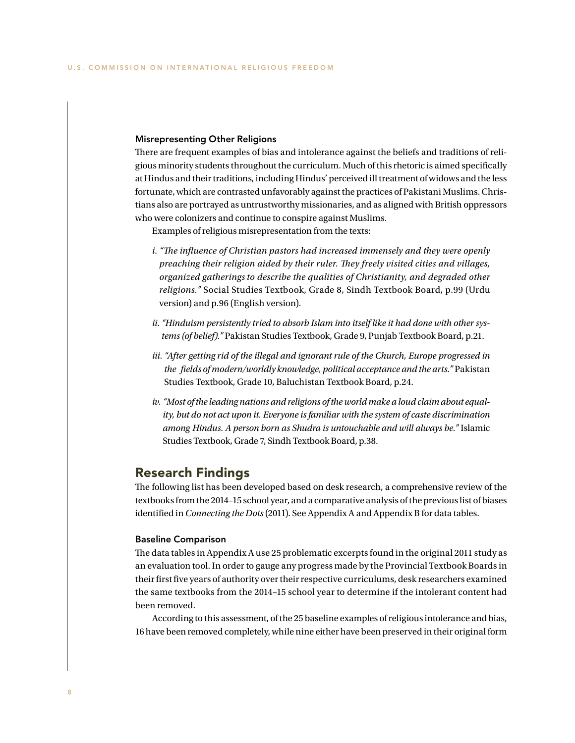### Misrepresenting Other Religions

There are frequent examples of bias and intolerance against the beliefs and traditions of religious minority students throughout the curriculum. Much of this rhetoric is aimed specifically at Hindus and their traditions, including Hindus' perceived ill treatment of widows and the less fortunate, which are contrasted unfavorably against the practices of Pakistani Muslims. Christians also are portrayed as untrustworthy missionaries, and as aligned with British oppressors who were colonizers and continue to conspire against Muslims.

Examples of religious misrepresentation from the texts:

i. *"The influence of Christian pastors had increased immensely and they were openly preaching their religion aided by their ruler. They freely visited cities and villages, organized gatherings to describe the qualities of Christianity, and degraded other religions."* Social Studies Textbook, Grade 8, Sindh Textbook Board, p.99 (Urdu version) and p.96 (English version).

ii. *"Hinduism persistently tried to absorb Islam into itself like it had done with other systems (of belief)."* Pakistan Studies Textbook, Grade 9, Punjab Textbook Board, p.21.

iii. *"After getting rid of the illegal and ignorant rule of the Church, Europe progressed in the fields of modern/worldly knowledge, political acceptance and the arts."* Pakistan Studies Textbook, Grade 10, Baluchistan Textbook Board, p.24.

iv. *"Most of the leading nations and religions of the world make a loud claim about equality, but do not act upon it. Everyone is familiar with the system of caste discrimination among Hindus. A person born as Shudra is untouchable and will always be."* Islamic Studies Textbook, Grade 7, Sindh Textbook Board, p.38.

## Research Findings

The following list has been developed based on desk research, a comprehensive review of the textbooks from the 2014–15 school year, and a comparative analysis of the previous list of biases identified in *Connecting the Dots* (2011). See Appendix A and Appendix B for data tables.

### Baseline Comparison

The data tables in Appendix A use 25 problematic excerpts found in the original 2011 study as an evaluation tool. In order to gauge any progress made by the Provincial Textbook Boards in their first five years of authority over their respective curriculums, desk researchers examined the same textbooks from the 2014–15 school year to determine if the intolerant content had been removed.

According to this assessment, of the 25 baseline examples of religious intolerance and bias, 16 have been removed completely, while nine either have been preserved in their original form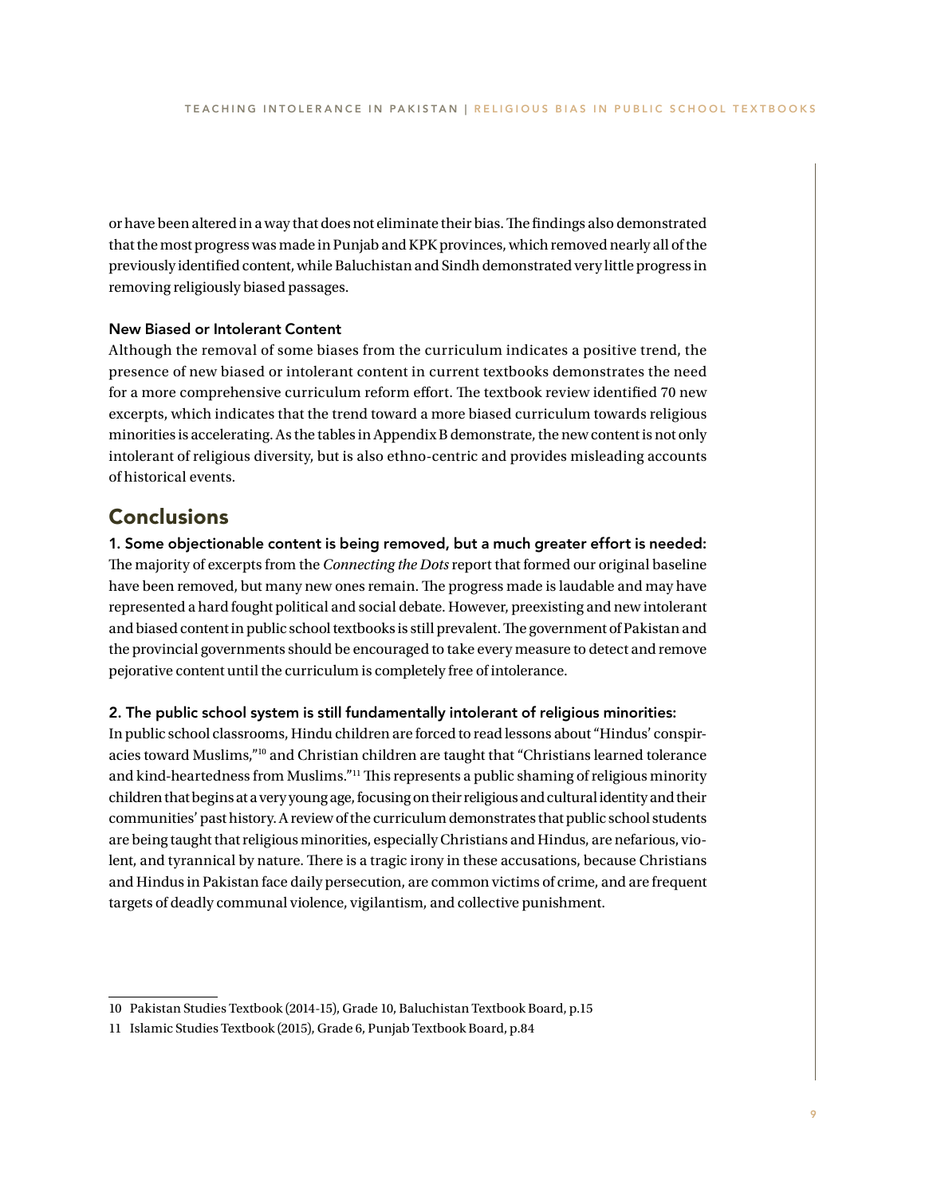or have been altered in a way that does not eliminate their bias. The findings also demonstrated that the most progress was made in Punjab and KPK provinces, which removed nearly all of the previously identified content, while Baluchistan and Sindh demonstrated very little progress in removing religiously biased passages.

### New Biased or Intolerant Content

Although the removal of some biases from the curriculum indicates a positive trend, the presence of new biased or intolerant content in current textbooks demonstrates the need for a more comprehensive curriculum reform effort. The textbook review identified 70 new excerpts, which indicates that the trend toward a more biased curriculum towards religious minorities is accelerating. As the tables in Appendix B demonstrate, the new content is not only intolerant of religious diversity, but is also ethno-centric and provides misleading accounts of historical events.

## Conclusions

**1. Some objectionable content is being removed, but a much greater effort is needed:** The majority of excerpts from the *Connecting the Dots* report that formed our original baseline have been removed, but many new ones remain. The progress made is laudable and may have represented a hard fought political and social debate. However, preexisting and new intolerant and biased content in public school textbooks is still prevalent. The government of Pakistan and the provincial governments should be encouraged to take every measure to detect and remove pejorative content until the curriculum is completely free of intolerance.

**2. The public school system is still fundamentally intolerant of religious minorities:** In public school classrooms, Hindu children are forced to read lessons about "Hindus' conspiracies toward Muslims,"[10] and Christian children are taught that "Christians learned tolerance and kind-heartedness from Muslims."[11] This represents a public shaming of religious minority children that begins at a very young age, focusing on their religious and cultural identity and their communities' past history. A review of the curriculum demonstrates that public school students are being taught that religious minorities, especially Christians and Hindus, are nefarious, violent, and tyrannical by nature. There is a tragic irony in these accusations, because Christians and Hindus in Pakistan face daily persecution, are common victims of crime, and are frequent targets of deadly communal violence, vigilantism, and collective punishment.

---

10 Pakistan Studies Textbook (2014-15), Grade 10, Baluchistan Textbook Board, p.15

11 Islamic Studies Textbook (2015), Grade 6, Punjab Textbook Board, p.84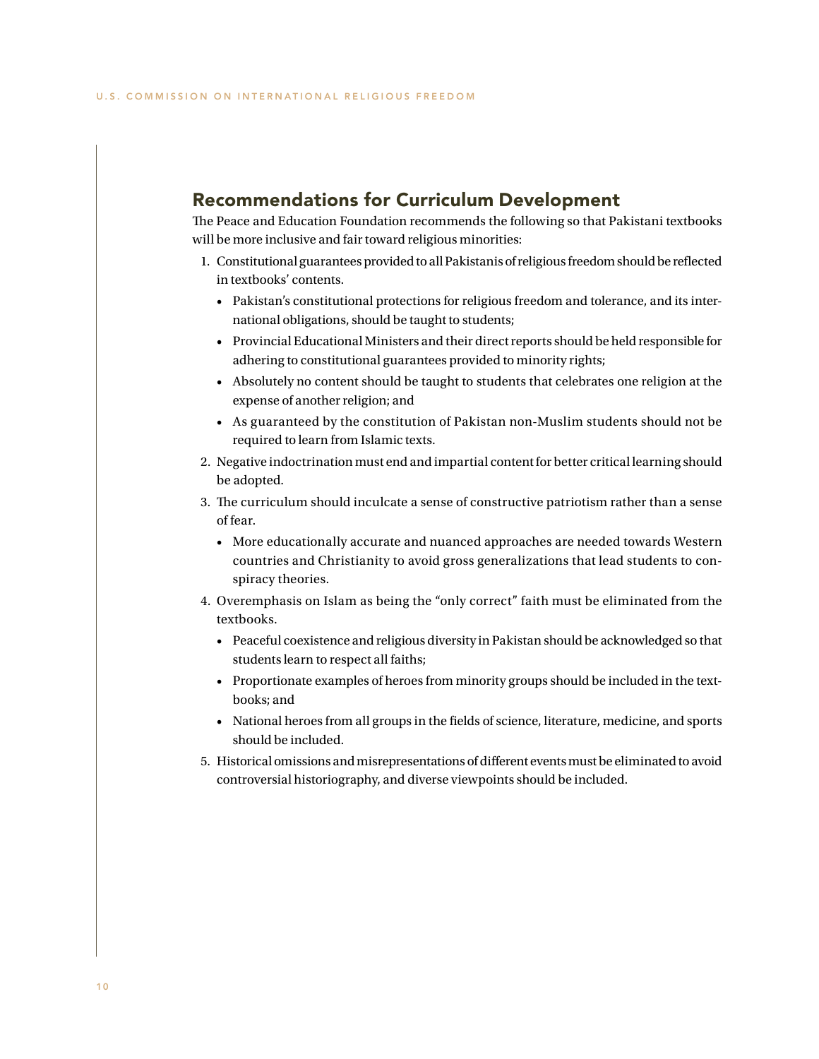## Recommendations for Curriculum Development

The Peace and Education Foundation recommends the following so that Pakistani textbooks will be more inclusive and fair toward religious minorities:

1. Constitutional guarantees provided to all Pakistanis of religious freedom should be reflected in textbooks' contents.
   - Pakistan's constitutional protections for religious freedom and tolerance, and its international obligations, should be taught to students;
   - Provincial Educational Ministers and their direct reports should be held responsible for adhering to constitutional guarantees provided to minority rights;
   - Absolutely no content should be taught to students that celebrates one religion at the expense of another religion; and
   - As guaranteed by the constitution of Pakistan non-Muslim students should not be required to learn from Islamic texts.
2. Negative indoctrination must end and impartial content for better critical learning should be adopted.
3. The curriculum should inculcate a sense of constructive patriotism rather than a sense of fear.
   - More educationally accurate and nuanced approaches are needed towards Western countries and Christianity to avoid gross generalizations that lead students to conspiracy theories.
4. Overemphasis on Islam as being the "only correct" faith must be eliminated from the textbooks.
   - Peaceful coexistence and religious diversity in Pakistan should be acknowledged so that students learn to respect all faiths;
   - Proportionate examples of heroes from minority groups should be included in the textbooks; and
   - National heroes from all groups in the fields of science, literature, medicine, and sports should be included.
5. Historical omissions and misrepresentations of different events must be eliminated to avoid controversial historiography, and diverse viewpoints should be included.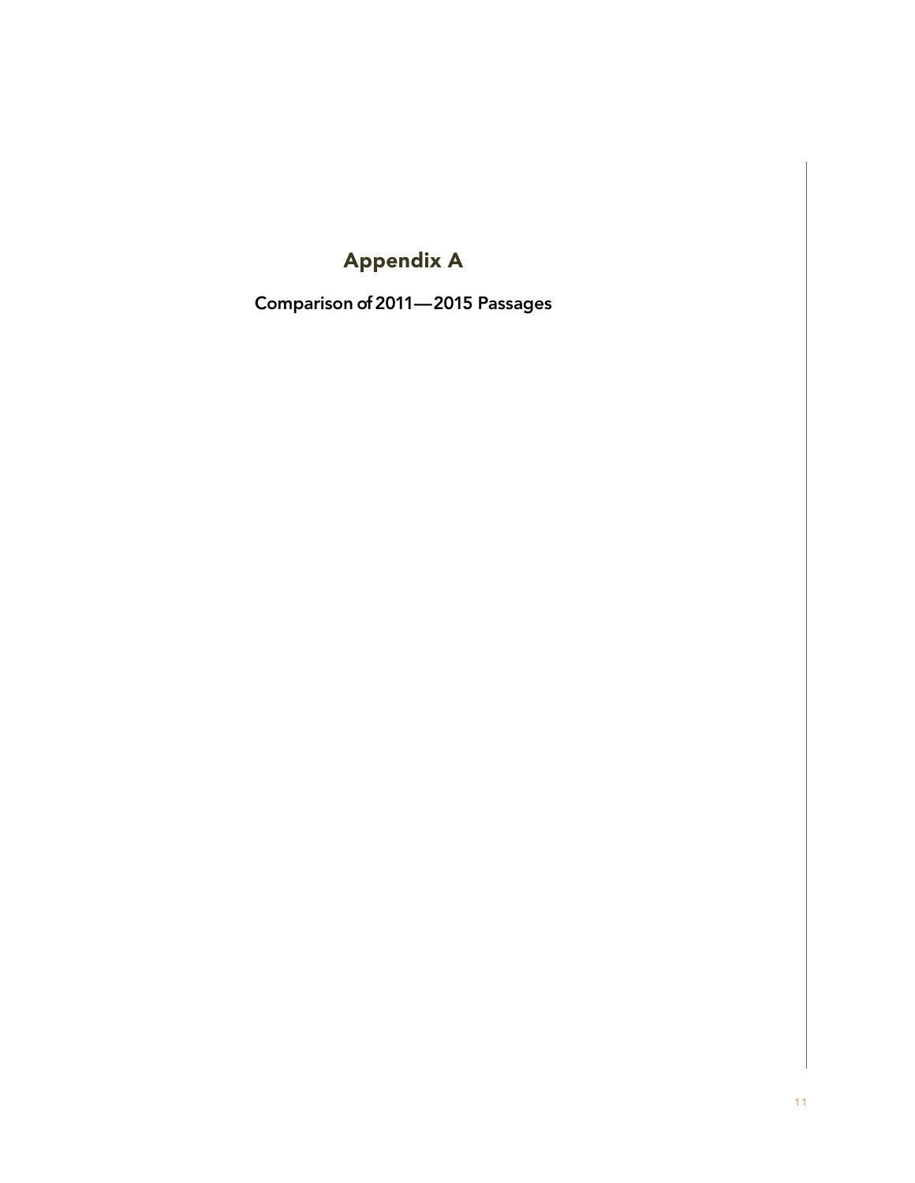# Appendix A

## Comparison of 2011—2015 Passages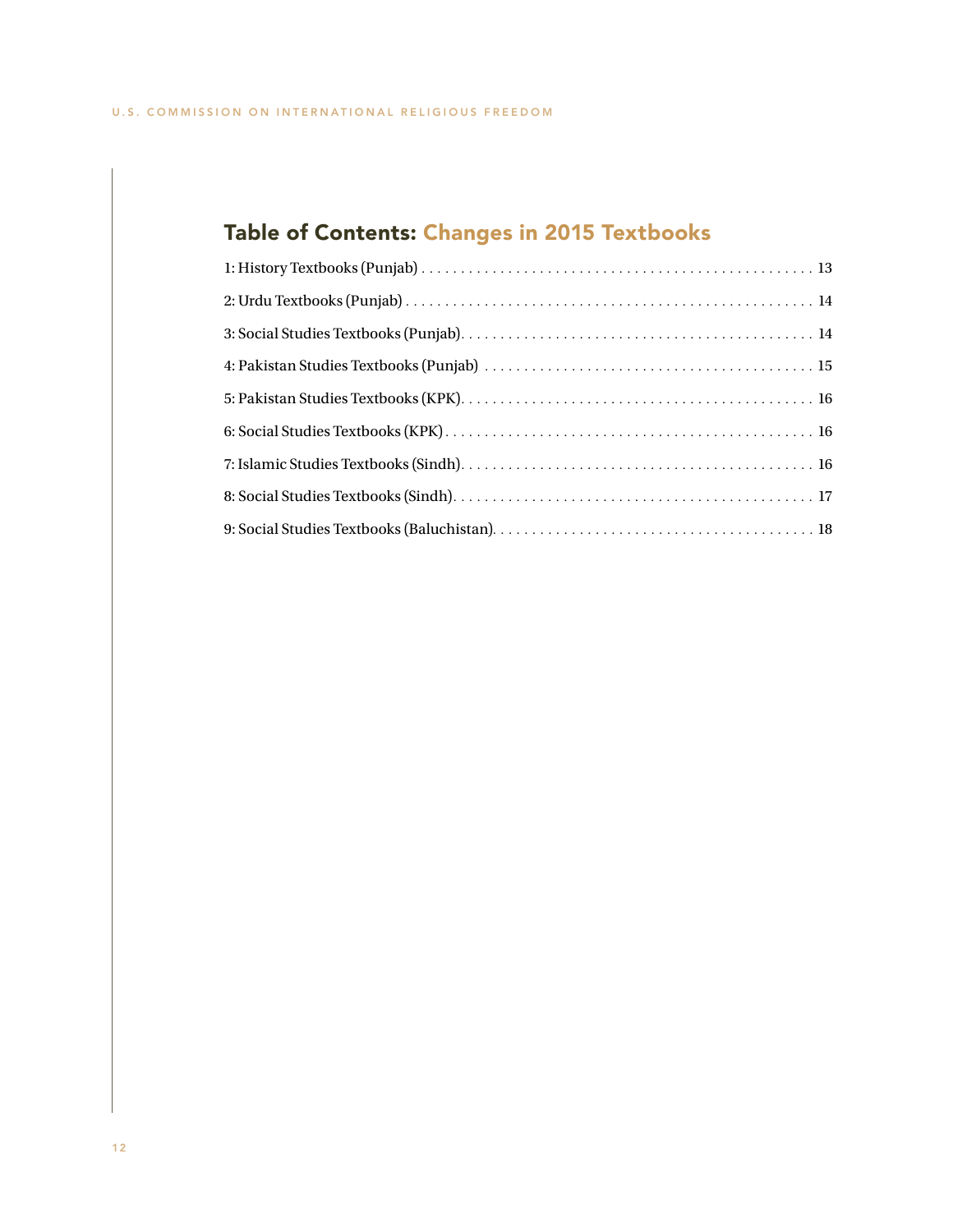## Table of Contents: Changes in 2015 Textbooks

1: History Textbooks (Punjab) . . . . . . . . . . . . . . . . . . . . . . . . . . . . . . . . . . . . . . . . . . . . . . . . . 13

2: Urdu Textbooks (Punjab) . . . . . . . . . . . . . . . . . . . . . . . . . . . . . . . . . . . . . . . . . . . . . . . . . . . 14

3: Social Studies Textbooks (Punjab). . . . . . . . . . . . . . . . . . . . . . . . . . . . . . . . . . . . . . . . . . . . 14

4: Pakistan Studies Textbooks (Punjab) . . . . . . . . . . . . . . . . . . . . . . . . . . . . . . . . . . . . . . . . . 15

5: Pakistan Studies Textbooks (KPK). . . . . . . . . . . . . . . . . . . . . . . . . . . . . . . . . . . . . . . . . . . . 16

6: Social Studies Textbooks (KPK) . . . . . . . . . . . . . . . . . . . . . . . . . . . . . . . . . . . . . . . . . . . . . . 16

7: Islamic Studies Textbooks (Sindh). . . . . . . . . . . . . . . . . . . . . . . . . . . . . . . . . . . . . . . . . . . . 16

8: Social Studies Textbooks (Sindh). . . . . . . . . . . . . . . . . . . . . . . . . . . . . . . . . . . . . . . . . . . . . 17

9: Social Studies Textbooks (Baluchistan). . . . . . . . . . . . . . . . . . . . . . . . . . . . . . . . . . . . . . . . 18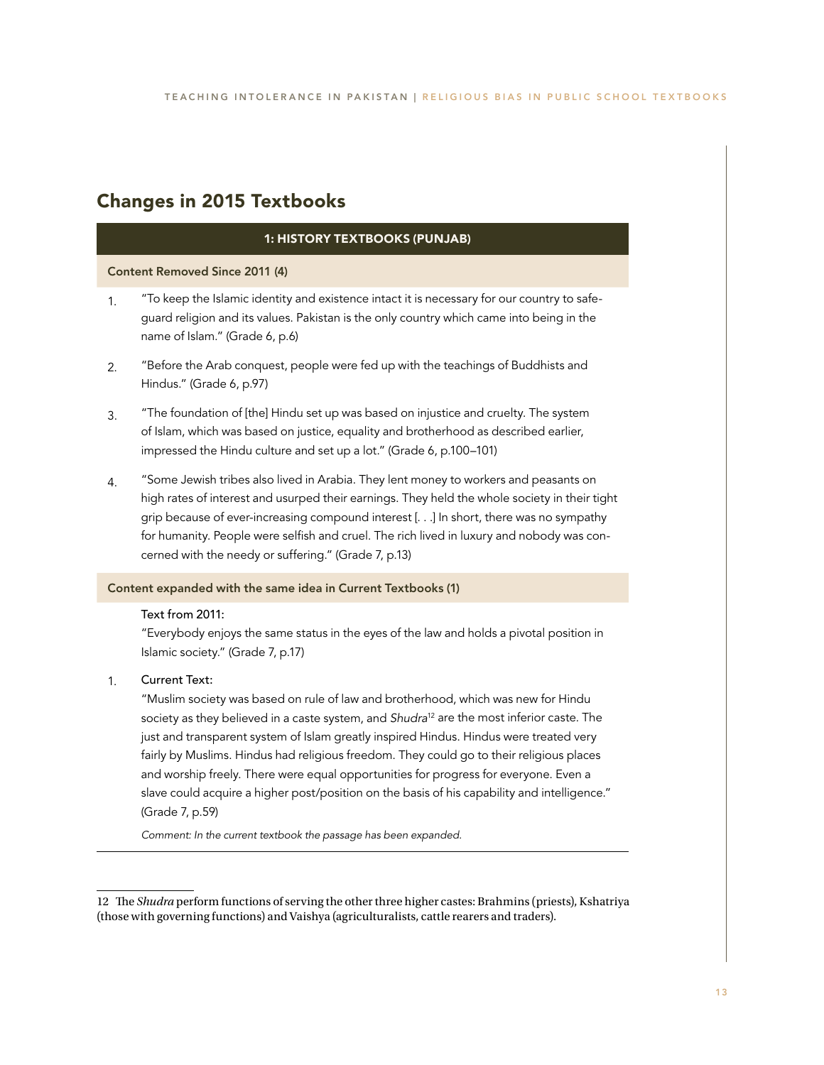## Changes in 2015 Textbooks

### 1: HISTORY TEXTBOOKS (PUNJAB)

**Content Removed Since 2011 (4)**

1. "To keep the Islamic identity and existence intact it is necessary for our country to safeguard religion and its values. Pakistan is the only country which came into being in the name of Islam." (Grade 6, p.6)

2. "Before the Arab conquest, people were fed up with the teachings of Buddhists and Hindus." (Grade 6, p.97)

3. "The foundation of [the] Hindu set up was based on injustice and cruelty. The system of Islam, which was based on justice, equality and brotherhood as described earlier, impressed the Hindu culture and set up a lot." (Grade 6, p.100–101)

4. "Some Jewish tribes also lived in Arabia. They lent money to workers and peasants on high rates of interest and usurped their earnings. They held the whole society in their tight grip because of ever-increasing compound interest [. . .] In short, there was no sympathy for humanity. People were selfish and cruel. The rich lived in luxury and nobody was concerned with the needy or suffering." (Grade 7, p.13)

**Content expanded with the same idea in Current Textbooks (1)**

1. Text from 2011:
   "Everybody enjoys the same status in the eyes of the law and holds a pivotal position in Islamic society." (Grade 7, p.17)

   Current Text:
   "Muslim society was based on rule of law and brotherhood, which was new for Hindu society as they believed in a caste system, and *Shudra*[12] are the most inferior caste. The just and transparent system of Islam greatly inspired Hindus. Hindus were treated very fairly by Muslims. Hindus had religious freedom. They could go to their religious places and worship freely. There were equal opportunities for progress for everyone. Even a slave could acquire a higher post/position on the basis of his capability and intelligence." (Grade 7, p.59)

   *Comment: In the current textbook the passage has been expanded.*

---

12 The *Shudra* perform functions of serving the other three higher castes: Brahmins (priests), Kshatriya (those with governing functions) and Vaishya (agriculturalists, cattle rearers and traders).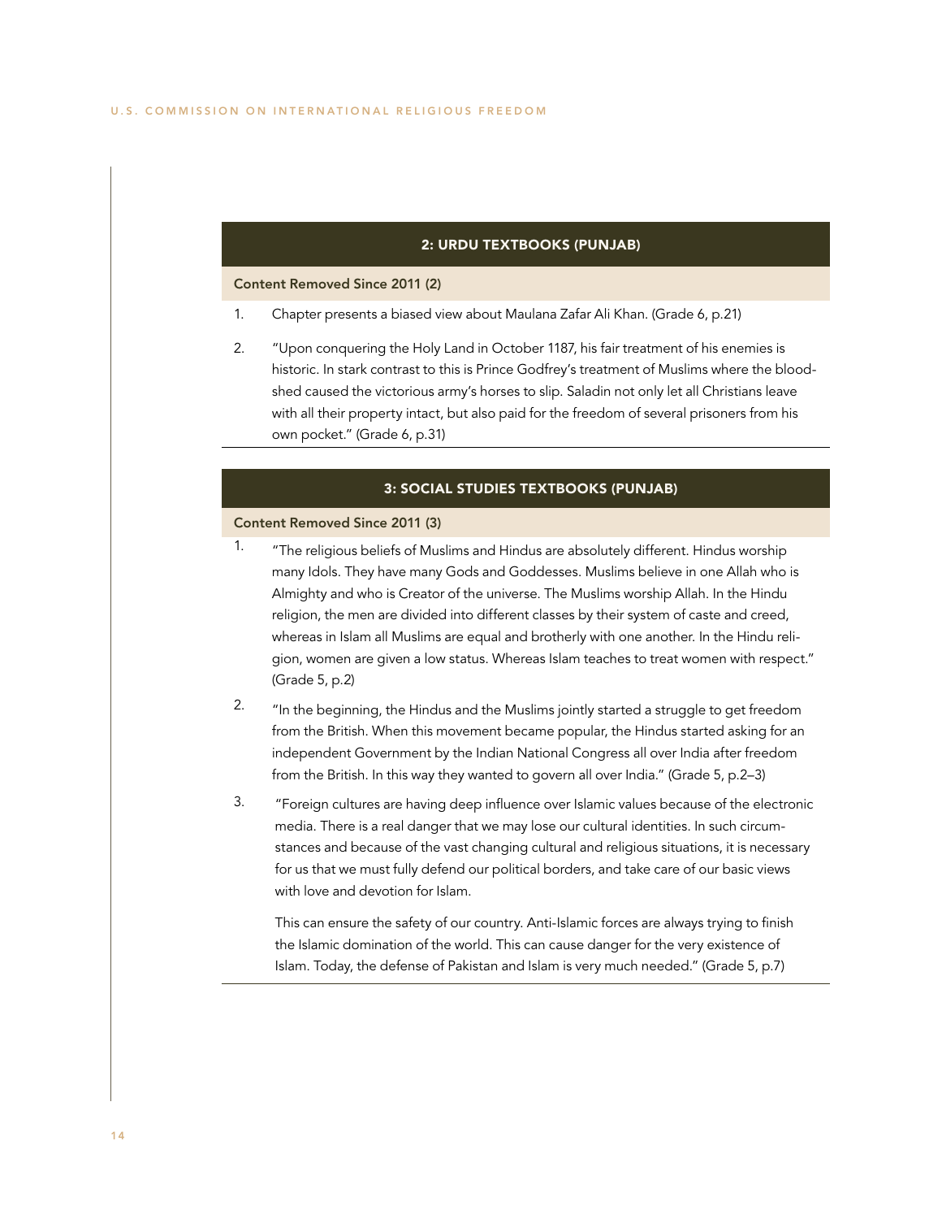## 2: URDU TEXTBOOKS (PUNJAB)

**Content Removed Since 2011 (2)**

1. Chapter presents a biased view about Maulana Zafar Ali Khan. (Grade 6, p.21)

2. "Upon conquering the Holy Land in October 1187, his fair treatment of his enemies is historic. In stark contrast to this is Prince Godfrey's treatment of Muslims where the bloodshed caused the victorious army's horses to slip. Saladin not only let all Christians leave with all their property intact, but also paid for the freedom of several prisoners from his own pocket." (Grade 6, p.31)

## 3: SOCIAL STUDIES TEXTBOOKS (PUNJAB)

**Content Removed Since 2011 (3)**

1. "The religious beliefs of Muslims and Hindus are absolutely different. Hindus worship many Idols. They have many Gods and Goddesses. Muslims believe in one Allah who is Almighty and who is Creator of the universe. The Muslims worship Allah. In the Hindu religion, the men are divided into different classes by their system of caste and creed, whereas in Islam all Muslims are equal and brotherly with one another. In the Hindu religion, women are given a low status. Whereas Islam teaches to treat women with respect." (Grade 5, p.2)

2. "In the beginning, the Hindus and the Muslims jointly started a struggle to get freedom from the British. When this movement became popular, the Hindus started asking for an independent Government by the Indian National Congress all over India after freedom from the British. In this way they wanted to govern all over India." (Grade 5, p.2–3)

3. "Foreign cultures are having deep influence over Islamic values because of the electronic media. There is a real danger that we may lose our cultural identities. In such circumstances and because of the vast changing cultural and religious situations, it is necessary for us that we must fully defend our political borders, and take care of our basic views with love and devotion for Islam.

   This can ensure the safety of our country. Anti-Islamic forces are always trying to finish the Islamic domination of the world. This can cause danger for the very existence of Islam. Today, the defense of Pakistan and Islam is very much needed." (Grade 5, p.7)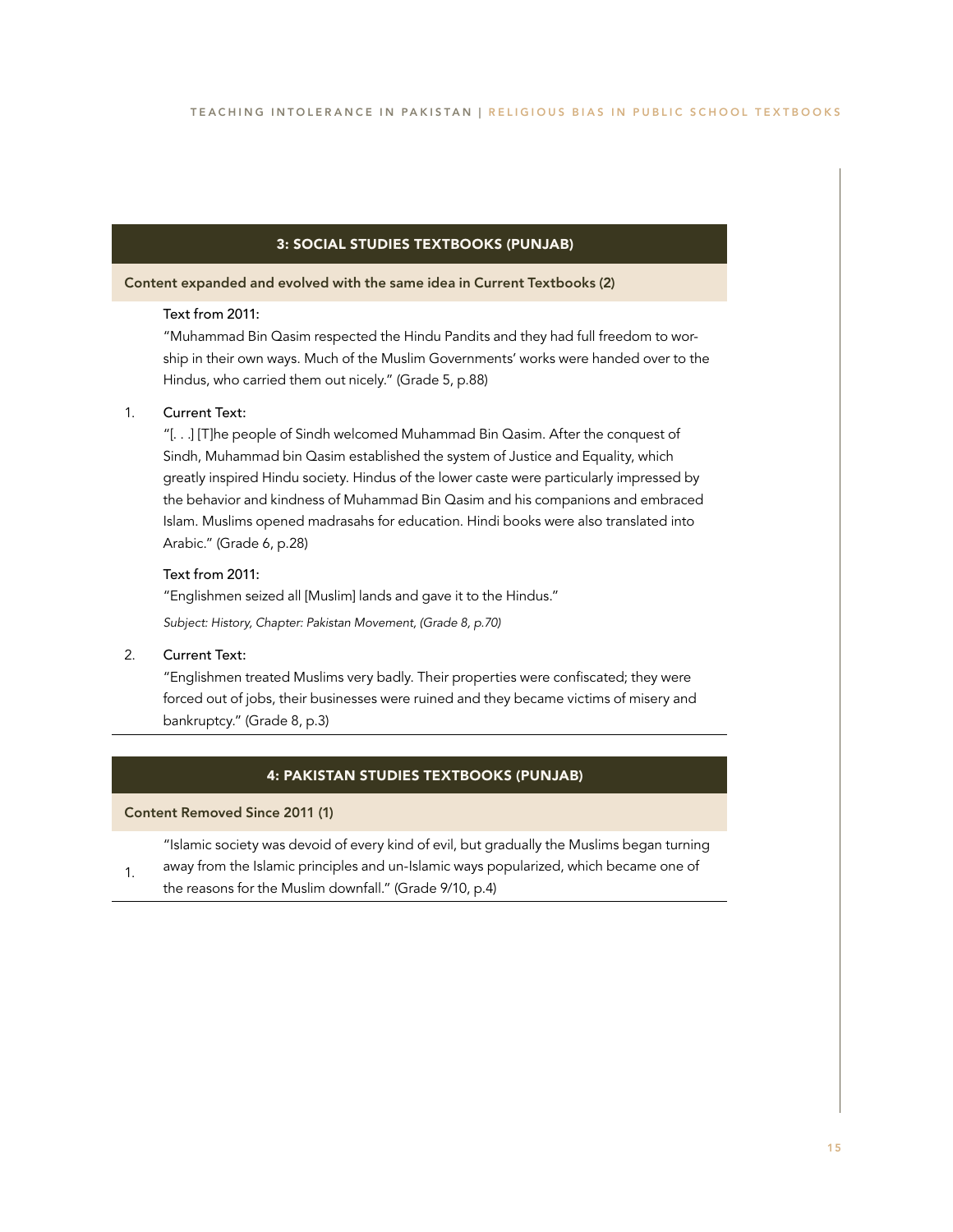## 3: SOCIAL STUDIES TEXTBOOKS (PUNJAB)

**Content expanded and evolved with the same idea in Current Textbooks (2)**

Text from 2011:

"Muhammad Bin Qasim respected the Hindu Pandits and they had full freedom to worship in their own ways. Much of the Muslim Governments' works were handed over to the Hindus, who carried them out nicely." (Grade 5, p.88)

1. Current Text:

   "[. . .] [T]he people of Sindh welcomed Muhammad Bin Qasim. After the conquest of Sindh, Muhammad bin Qasim established the system of Justice and Equality, which greatly inspired Hindu society. Hindus of the lower caste were particularly impressed by the behavior and kindness of Muhammad Bin Qasim and his companions and embraced Islam. Muslims opened madrasahs for education. Hindi books were also translated into Arabic." (Grade 6, p.28)

Text from 2011:

"Englishmen seized all [Muslim] lands and gave it to the Hindus."

*Subject: History, Chapter: Pakistan Movement, (Grade 8, p.70)*

2. Current Text:

   "Englishmen treated Muslims very badly. Their properties were confiscated; they were forced out of jobs, their businesses were ruined and they became victims of misery and bankruptcy." (Grade 8, p.3)

## 4: PAKISTAN STUDIES TEXTBOOKS (PUNJAB)

**Content Removed Since 2011 (1)**

1. "Islamic society was devoid of every kind of evil, but gradually the Muslims began turning away from the Islamic principles and un-Islamic ways popularized, which became one of the reasons for the Muslim downfall." (Grade 9/10, p.4)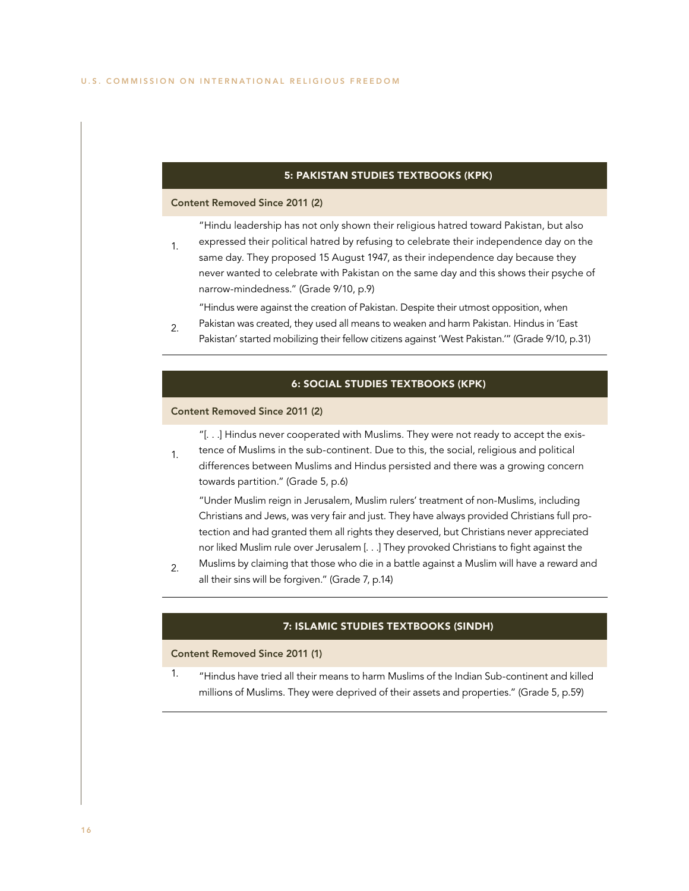### 5: PAKISTAN STUDIES TEXTBOOKS (KPK)

**Content Removed Since 2011 (2)**

1. "Hindu leadership has not only shown their religious hatred toward Pakistan, but also expressed their political hatred by refusing to celebrate their independence day on the same day. They proposed 15 August 1947, as their independence day because they never wanted to celebrate with Pakistan on the same day and this shows their psyche of narrow-mindedness." (Grade 9/10, p.9)
2. "Hindus were against the creation of Pakistan. Despite their utmost opposition, when Pakistan was created, they used all means to weaken and harm Pakistan. Hindus in 'East Pakistan' started mobilizing their fellow citizens against 'West Pakistan.'" (Grade 9/10, p.31)

### 6: SOCIAL STUDIES TEXTBOOKS (KPK)

**Content Removed Since 2011 (2)**

1. "[. . .] Hindus never cooperated with Muslims. They were not ready to accept the existence of Muslims in the sub-continent. Due to this, the social, religious and political differences between Muslims and Hindus persisted and there was a growing concern towards partition." (Grade 5, p.6)
2. "Under Muslim reign in Jerusalem, Muslim rulers' treatment of non-Muslims, including Christians and Jews, was very fair and just. They have always provided Christians full protection and had granted them all rights they deserved, but Christians never appreciated nor liked Muslim rule over Jerusalem [. . .] They provoked Christians to fight against the Muslims by claiming that those who die in a battle against a Muslim will have a reward and all their sins will be forgiven." (Grade 7, p.14)

### 7: ISLAMIC STUDIES TEXTBOOKS (SINDH)

**Content Removed Since 2011 (1)**

1. "Hindus have tried all their means to harm Muslims of the Indian Sub-continent and killed millions of Muslims. They were deprived of their assets and properties." (Grade 5, p.59)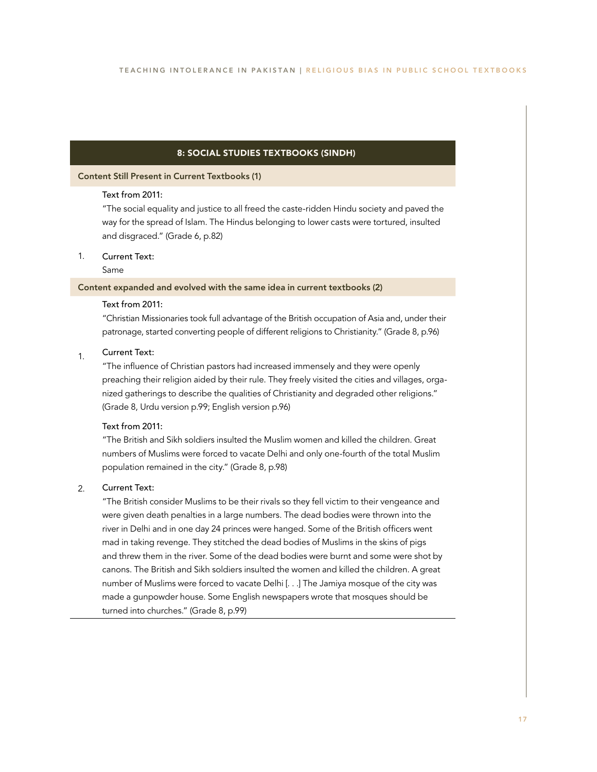## 8: SOCIAL STUDIES TEXTBOOKS (SINDH)

### Content Still Present in Current Textbooks (1)

Text from 2011:

"The social equality and justice to all freed the caste-ridden Hindu society and paved the way for the spread of Islam. The Hindus belonging to lower casts were tortured, insulted and disgraced." (Grade 6, p.82)

1. Current Text:

   Same

### Content expanded and evolved with the same idea in current textbooks (2)

Text from 2011:

"Christian Missionaries took full advantage of the British occupation of Asia and, under their patronage, started converting people of different religions to Christianity." (Grade 8, p.96)

1. Current Text:

   "The influence of Christian pastors had increased immensely and they were openly preaching their religion aided by their rule. They freely visited the cities and villages, organized gatherings to describe the qualities of Christianity and degraded other religions." (Grade 8, Urdu version p.99; English version p.96)

Text from 2011:

"The British and Sikh soldiers insulted the Muslim women and killed the children. Great numbers of Muslims were forced to vacate Delhi and only one-fourth of the total Muslim population remained in the city." (Grade 8, p.98)

2. Current Text:

   "The British consider Muslims to be their rivals so they fell victim to their vengeance and were given death penalties in a large numbers. The dead bodies were thrown into the river in Delhi and in one day 24 princes were hanged. Some of the British officers went mad in taking revenge. They stitched the dead bodies of Muslims in the skins of pigs and threw them in the river. Some of the dead bodies were burnt and some were shot by canons. The British and Sikh soldiers insulted the women and killed the children. A great number of Muslims were forced to vacate Delhi [. . .] The Jamiya mosque of the city was made a gunpowder house. Some English newspapers wrote that mosques should be turned into churches." (Grade 8, p.99)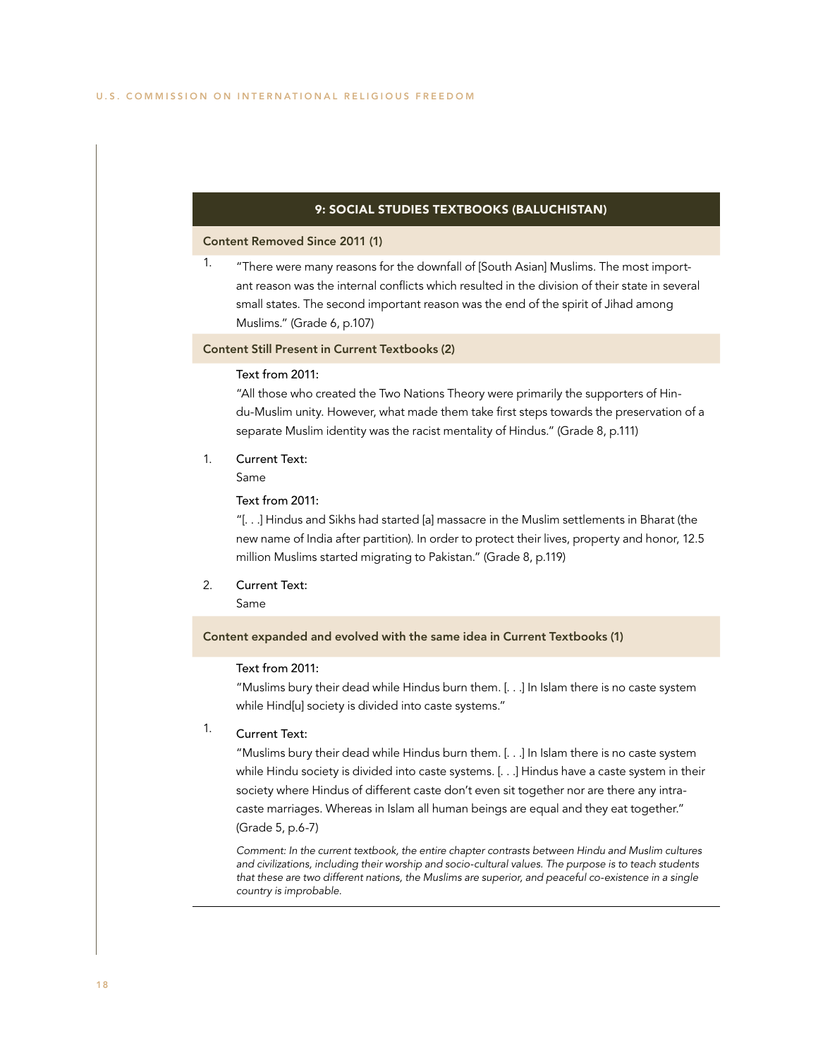## 9: SOCIAL STUDIES TEXTBOOKS (BALUCHISTAN)

**Content Removed Since 2011 (1)**

1. "There were many reasons for the downfall of [South Asian] Muslims. The most important reason was the internal conflicts which resulted in the division of their state in several small states. The second important reason was the end of the spirit of Jihad among Muslims." (Grade 6, p.107)

**Content Still Present in Current Textbooks (2)**

1. Text from 2011:
   "All those who created the Two Nations Theory were primarily the supporters of Hindu-Muslim unity. However, what made them take first steps towards the preservation of a separate Muslim identity was the racist mentality of Hindus." (Grade 8, p.111)

   Current Text:
   Same

2. Text from 2011:
   "[. . .] Hindus and Sikhs had started [a] massacre in the Muslim settlements in Bharat (the new name of India after partition). In order to protect their lives, property and honor, 12.5 million Muslims started migrating to Pakistan." (Grade 8, p.119)

   Current Text:
   Same

**Content expanded and evolved with the same idea in Current Textbooks (1)**

1. Text from 2011:
   "Muslims bury their dead while Hindus burn them. [. . .] In Islam there is no caste system while Hind[u] society is divided into caste systems."

   Current Text:
   "Muslims bury their dead while Hindus burn them. [. . .] In Islam there is no caste system while Hindu society is divided into caste systems. [. . .] Hindus have a caste system in their society where Hindus of different caste don't even sit together nor are there any intra-caste marriages. Whereas in Islam all human beings are equal and they eat together." (Grade 5, p.6-7)

   *Comment: In the current textbook, the entire chapter contrasts between Hindu and Muslim cultures and civilizations, including their worship and socio-cultural values. The purpose is to teach students that these are two different nations, the Muslims are superior, and peaceful co-existence in a single country is improbable.*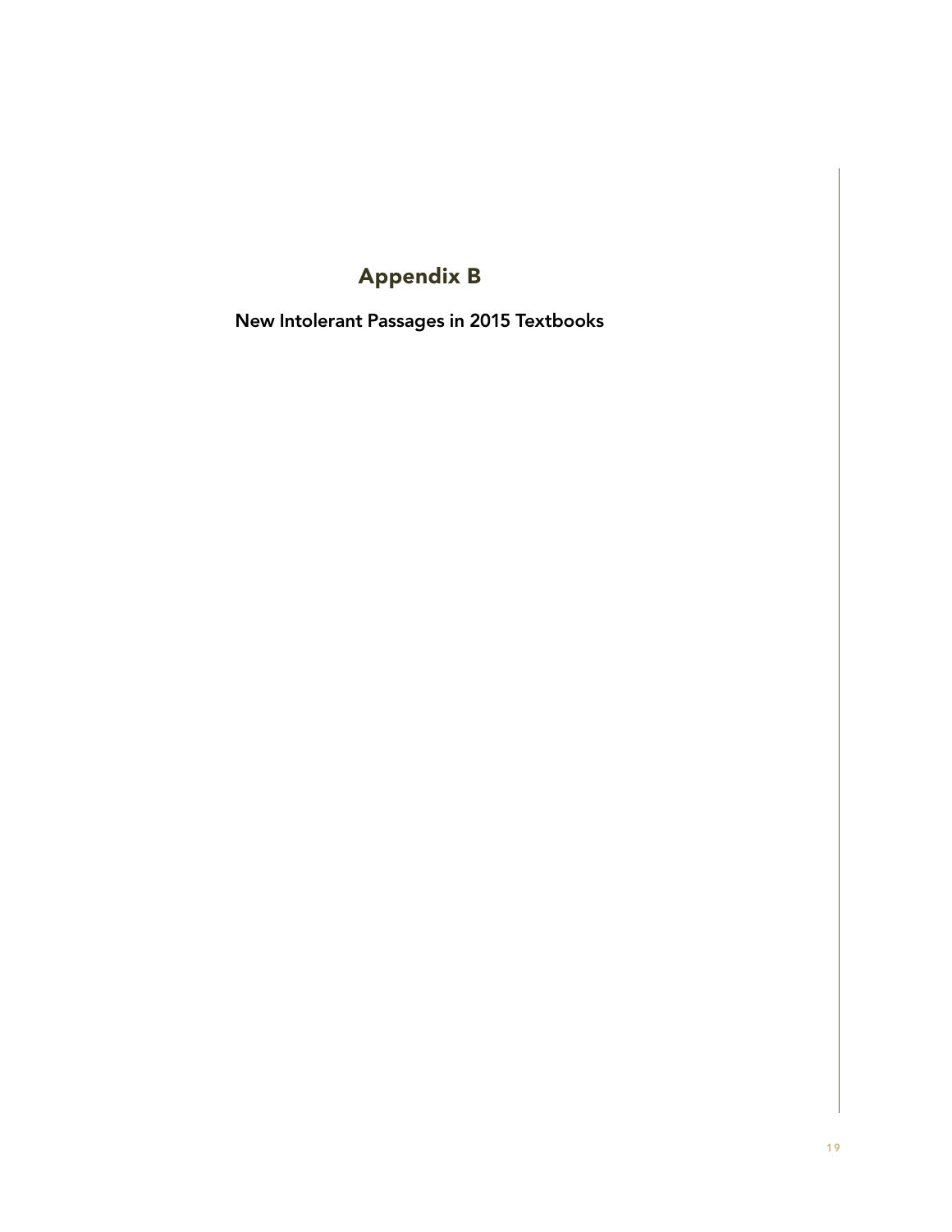# Appendix B

## New Intolerant Passages in 2015 Textbooks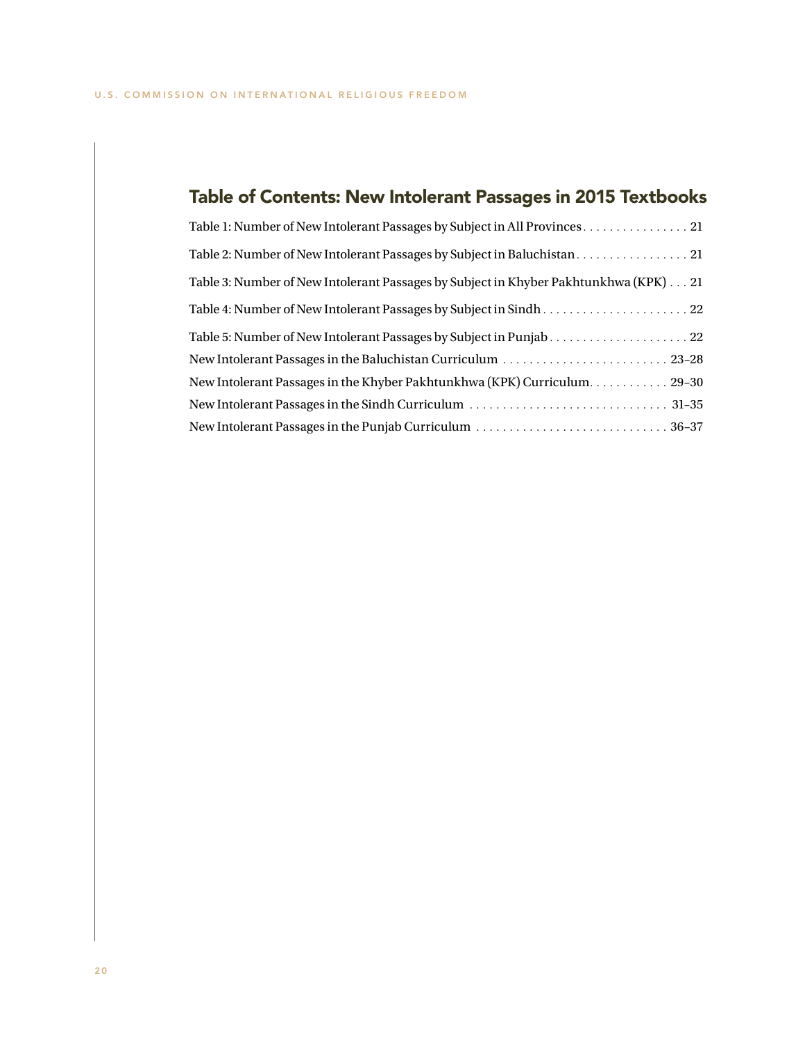## Table of Contents: New Intolerant Passages in 2015 Textbooks

Table 1: Number of New Intolerant Passages by Subject in All Provinces . . . . . . . . . . . . . . . . 21

Table 2: Number of New Intolerant Passages by Subject in Baluchistan . . . . . . . . . . . . . . . . . 21

Table 3: Number of New Intolerant Passages by Subject in Khyber Pakhtunkhwa (KPK) . . . 21

Table 4: Number of New Intolerant Passages by Subject in Sindh . . . . . . . . . . . . . . . . . . . . . . 22

Table 5: Number of New Intolerant Passages by Subject in Punjab . . . . . . . . . . . . . . . . . . . . . 22

New Intolerant Passages in the Baluchistan Curriculum . . . . . . . . . . . . . . . . . . . . . . . . . 23–28

New Intolerant Passages in the Khyber Pakhtunkhwa (KPK) Curriculum. . . . . . . . . . . . 29–30

New Intolerant Passages in the Sindh Curriculum . . . . . . . . . . . . . . . . . . . . . . . . . . . . . . 31–35

New Intolerant Passages in the Punjab Curriculum . . . . . . . . . . . . . . . . . . . . . . . . . . . . . 36–37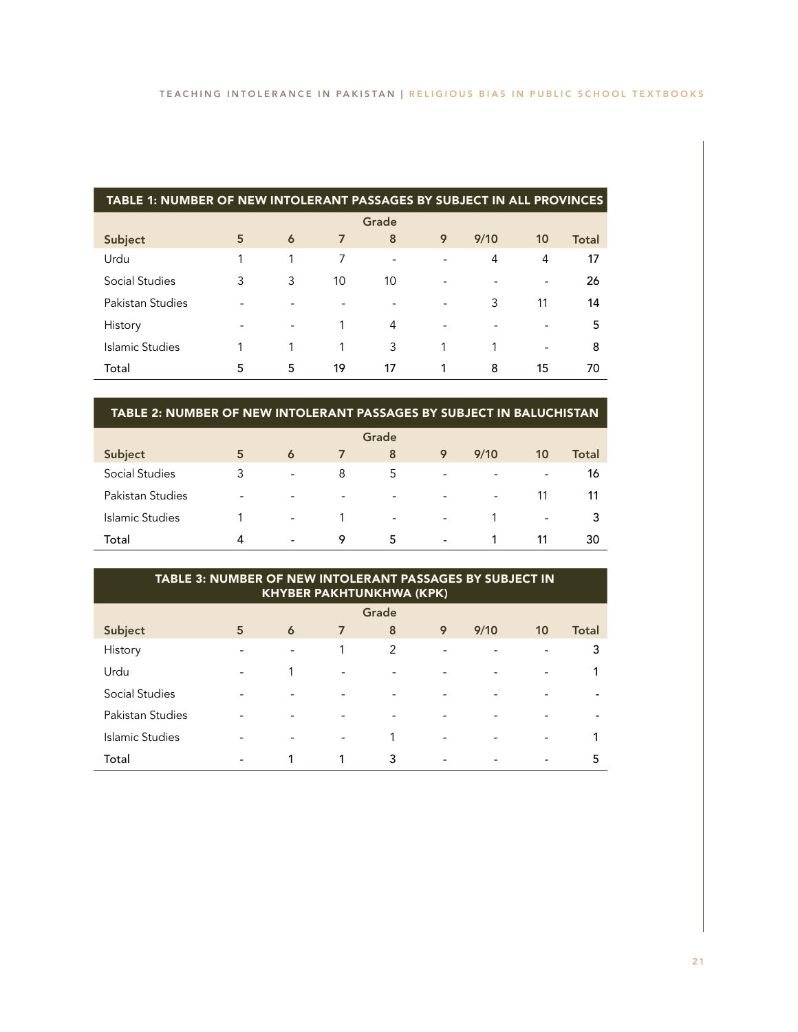**TABLE 1: NUMBER OF NEW INTOLERANT PASSAGES BY SUBJECT IN ALL PROVINCES**

| Subject | Grade 5 | 6 | 7 | 8 | 9 | 9/10 | 10 | Total |
|---|---|---|---|---|---|---|---|---|
| Urdu | 1 | 1 | 7 | - | - | 4 | 4 | 17 |
| Social Studies | 3 | 3 | 10 | 10 | - | - | - | 26 |
| Pakistan Studies | - | - | - | - | - | 3 | 11 | 14 |
| History | - | - | 1 | 4 | - | - | - | 5 |
| Islamic Studies | 1 | 1 | 1 | 3 | 1 | 1 | - | 8 |
| Total | 5 | 5 | 19 | 17 | 1 | 8 | 15 | 70 |

**TABLE 2: NUMBER OF NEW INTOLERANT PASSAGES BY SUBJECT IN BALUCHISTAN**

| Subject | Grade 5 | 6 | 7 | 8 | 9 | 9/10 | 10 | Total |
|---|---|---|---|---|---|---|---|---|
| Social Studies | 3 | - | 8 | 5 | - | - | - | 16 |
| Pakistan Studies | - | - | - | - | - | - | 11 | 11 |
| Islamic Studies | 1 | - | 1 | - | - | 1 | - | 3 |
| Total | 4 | - | 9 | 5 | - | 1 | 11 | 30 |

**TABLE 3: NUMBER OF NEW INTOLERANT PASSAGES BY SUBJECT IN KHYBER PAKHTUNKHWA (KPK)**

| Subject | Grade 5 | 6 | 7 | 8 | 9 | 9/10 | 10 | Total |
|---|---|---|---|---|---|---|---|---|
| History | - | - | 1 | 2 | - | - | - | 3 |
| Urdu | - | 1 | - | - | - | - | - | 1 |
| Social Studies | - | - | - | - | - | - | - | - |
| Pakistan Studies | - | - | - | - | - | - | - | - |
| Islamic Studies | - | - | - | 1 | - | - | - | 1 |
| Total | - | 1 | 1 | 3 | - | - | - | 5 |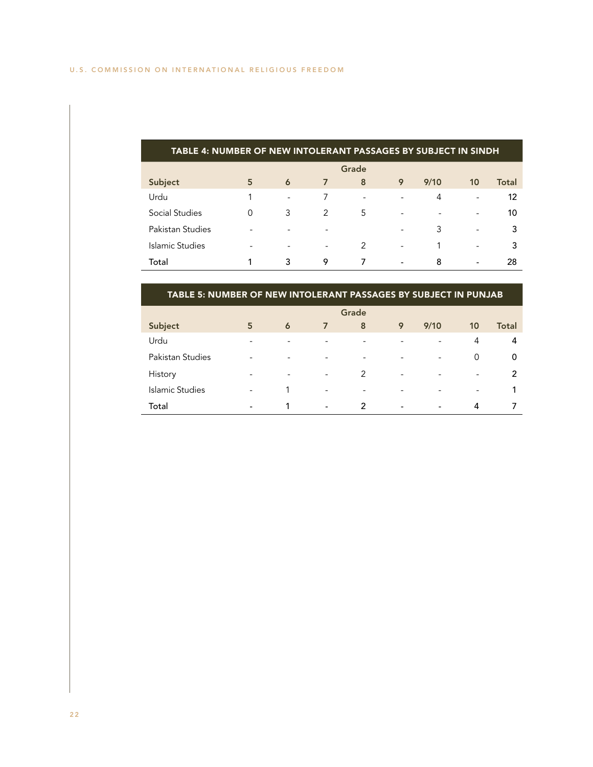**TABLE 4: NUMBER OF NEW INTOLERANT PASSAGES BY SUBJECT IN SINDH**

| | Grade | | | | | | | |
|---|---|---|---|---|---|---|---|---|
| **Subject** | **5** | **6** | **7** | **8** | **9** | **9/10** | **10** | **Total** |
| Urdu | 1 | - | 7 | - | - | 4 | - | 12 |
| Social Studies | 0 | 3 | 2 | 5 | - | - | - | 10 |
| Pakistan Studies | - | - | - | | - | 3 | - | 3 |
| Islamic Studies | - | - | - | 2 | - | 1 | - | 3 |
| Total | 1 | 3 | 9 | 7 | - | 8 | - | 28 |

**TABLE 5: NUMBER OF NEW INTOLERANT PASSAGES BY SUBJECT IN PUNJAB**

| | Grade | | | | | | | |
|---|---|---|---|---|---|---|---|---|
| **Subject** | **5** | **6** | **7** | **8** | **9** | **9/10** | **10** | **Total** |
| Urdu | - | - | - | - | - | - | 4 | 4 |
| Pakistan Studies | - | - | - | - | - | - | 0 | 0 |
| History | - | - | - | 2 | - | - | - | 2 |
| Islamic Studies | - | 1 | - | - | - | - | - | 1 |
| Total | - | 1 | - | 2 | - | - | 4 | 7 |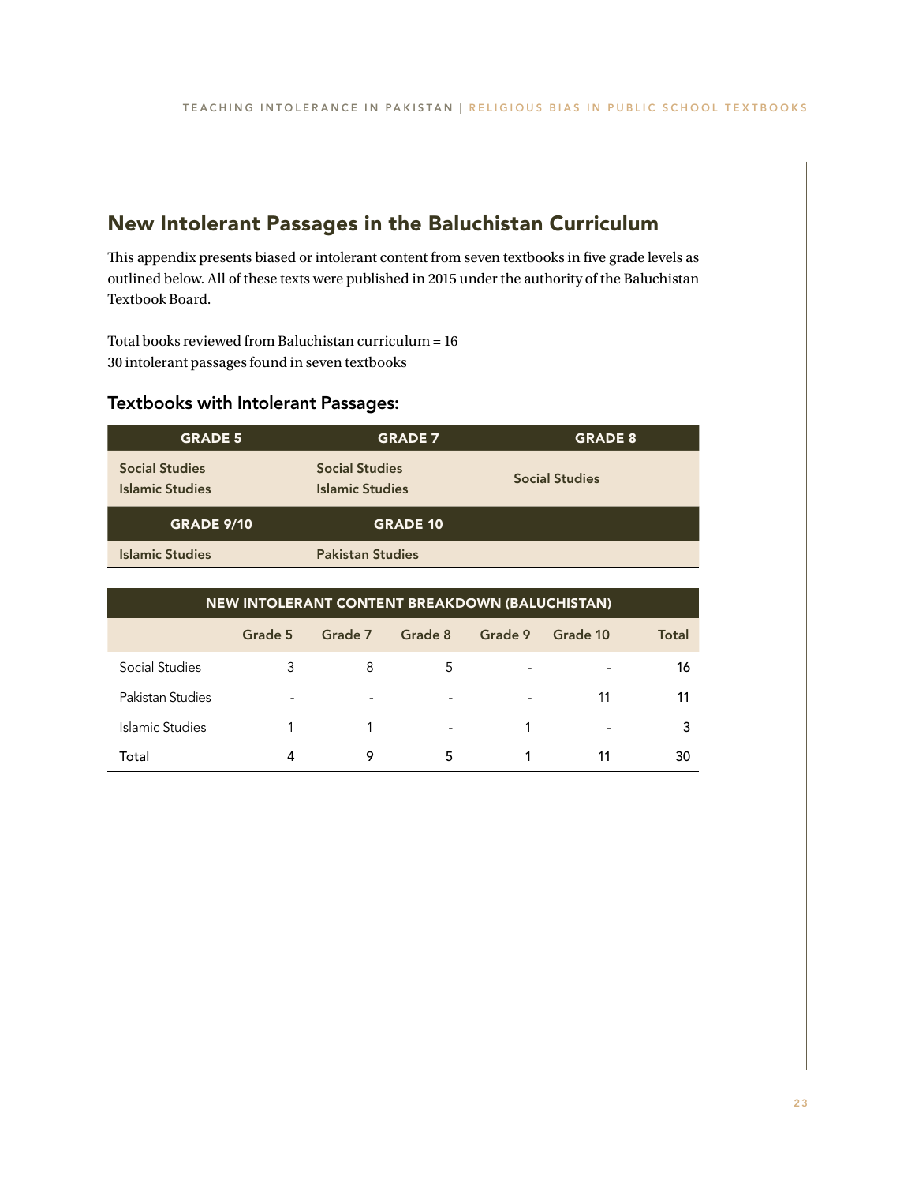## New Intolerant Passages in the Baluchistan Curriculum

This appendix presents biased or intolerant content from seven textbooks in five grade levels as outlined below. All of these texts were published in 2015 under the authority of the Baluchistan Textbook Board.

Total books reviewed from Baluchistan curriculum = 16
30 intolerant passages found in seven textbooks

### Textbooks with Intolerant Passages:

| GRADE 5 | GRADE 7 | GRADE 8 |
|---|---|---|
| Social Studies<br>Islamic Studies | Social Studies<br>Islamic Studies | Social Studies |
| **GRADE 9/10** | **GRADE 10** | |
| Islamic Studies | Pakistan Studies | |

| NEW INTOLERANT CONTENT BREAKDOWN (BALUCHISTAN) | | | | | | |
|---|---|---|---|---|---|---|
| | Grade 5 | Grade 7 | Grade 8 | Grade 9 | Grade 10 | Total |
| Social Studies | 3 | 8 | 5 | - | - | 16 |
| Pakistan Studies | - | - | - | - | 11 | 11 |
| Islamic Studies | 1 | 1 | - | 1 | - | 3 |
| Total | 4 | 9 | 5 | 1 | 11 | 30 |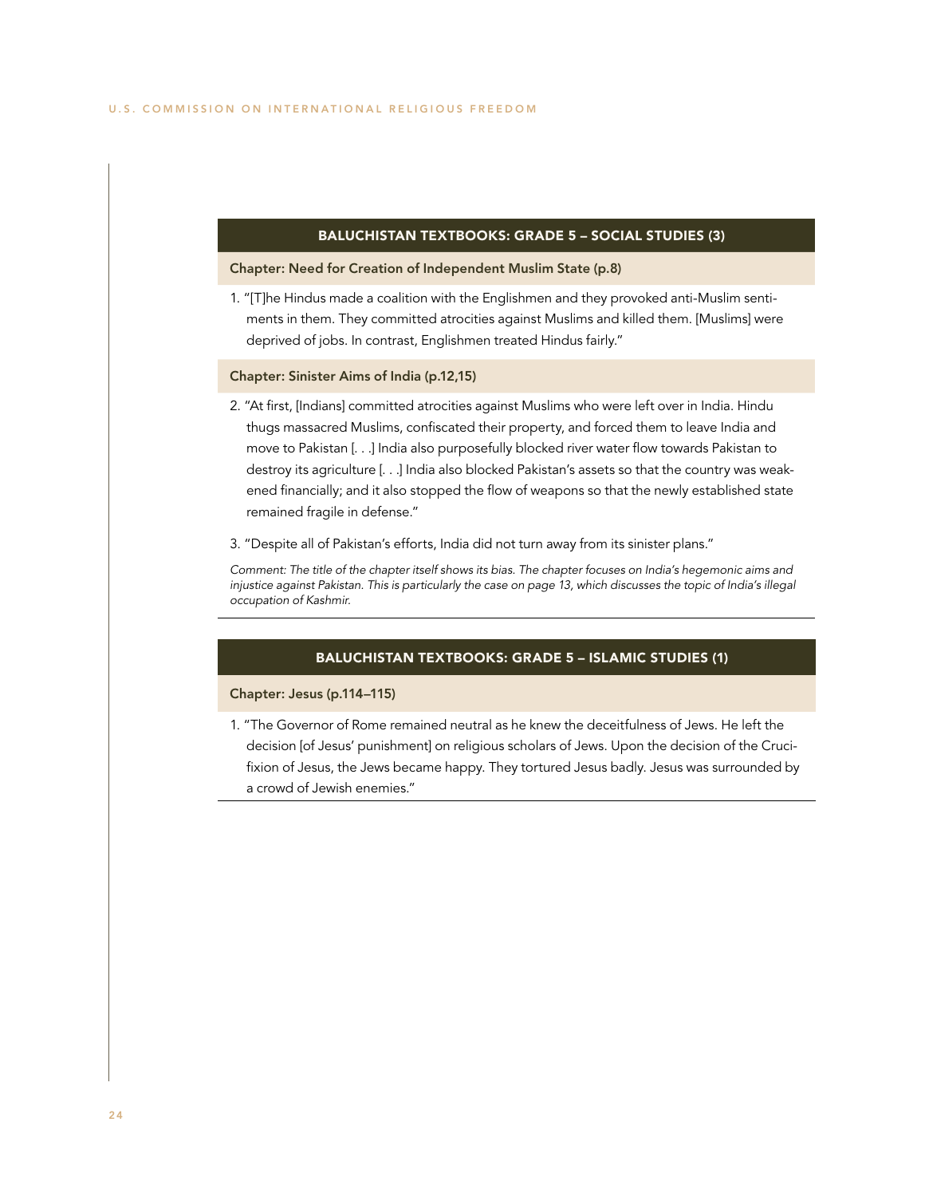### BALUCHISTAN TEXTBOOKS: GRADE 5 – SOCIAL STUDIES (3)

**Chapter: Need for Creation of Independent Muslim State (p.8)**

1. "[T]he Hindus made a coalition with the Englishmen and they provoked anti-Muslim sentiments in them. They committed atrocities against Muslims and killed them. [Muslims] were deprived of jobs. In contrast, Englishmen treated Hindus fairly."

**Chapter: Sinister Aims of India (p.12,15)**

2. "At first, [Indians] committed atrocities against Muslims who were left over in India. Hindu thugs massacred Muslims, confiscated their property, and forced them to leave India and move to Pakistan [. . .] India also purposefully blocked river water flow towards Pakistan to destroy its agriculture [. . .] India also blocked Pakistan's assets so that the country was weakened financially; and it also stopped the flow of weapons so that the newly established state remained fragile in defense."

3. "Despite all of Pakistan's efforts, India did not turn away from its sinister plans."

*Comment: The title of the chapter itself shows its bias. The chapter focuses on India's hegemonic aims and injustice against Pakistan. This is particularly the case on page 13, which discusses the topic of India's illegal occupation of Kashmir.*

### BALUCHISTAN TEXTBOOKS: GRADE 5 – ISLAMIC STUDIES (1)

**Chapter: Jesus (p.114–115)**

1. "The Governor of Rome remained neutral as he knew the deceitfulness of Jews. He left the decision [of Jesus' punishment] on religious scholars of Jews. Upon the decision of the Crucifixion of Jesus, the Jews became happy. They tortured Jesus badly. Jesus was surrounded by a crowd of Jewish enemies."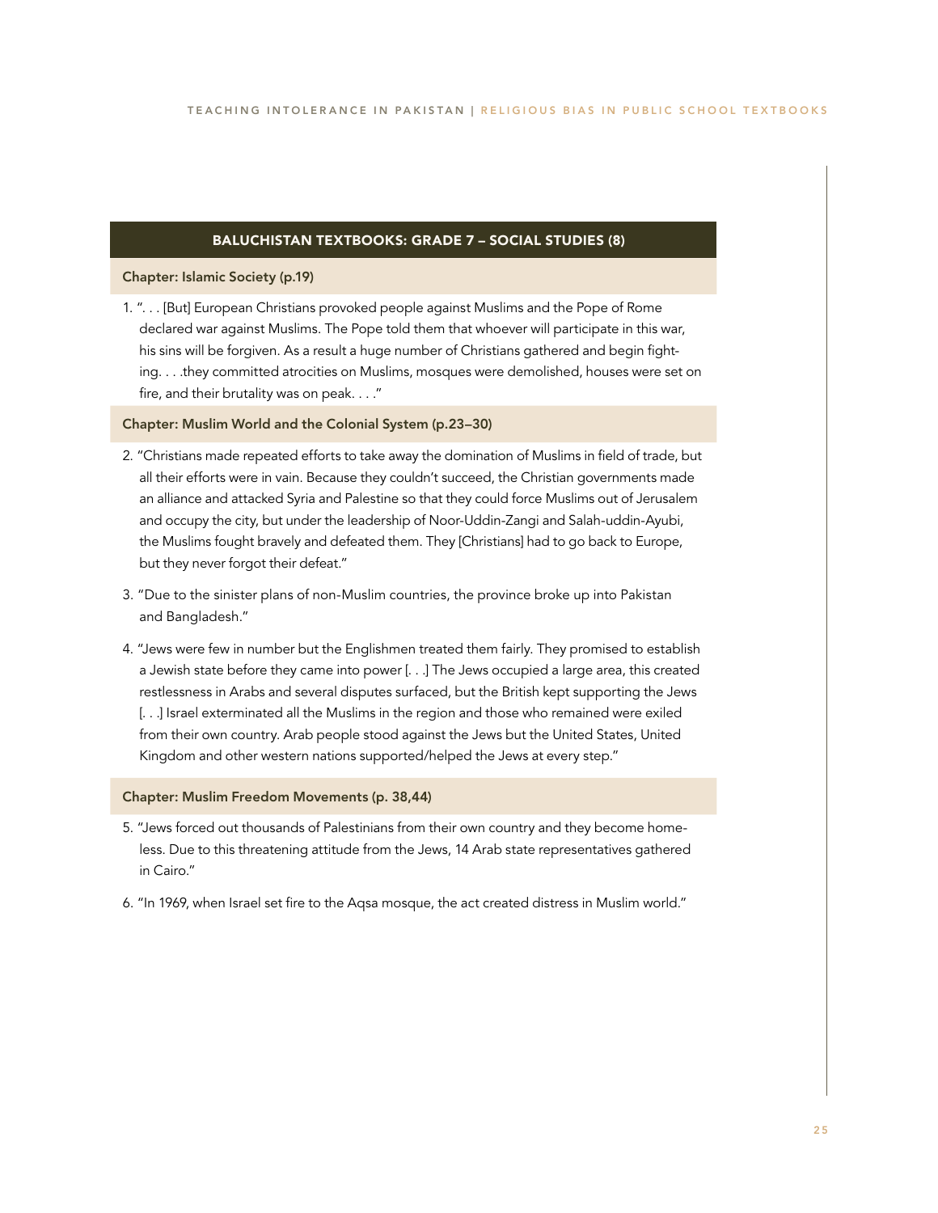## BALUCHISTAN TEXTBOOKS: GRADE 7 – SOCIAL STUDIES (8)

**Chapter: Islamic Society (p.19)**

1. ". . . [But] European Christians provoked people against Muslims and the Pope of Rome declared war against Muslims. The Pope told them that whoever will participate in this war, his sins will be forgiven. As a result a huge number of Christians gathered and begin fighting. . . .they committed atrocities on Muslims, mosques were demolished, houses were set on fire, and their brutality was on peak. . . ."

**Chapter: Muslim World and the Colonial System (p.23–30)**

2. "Christians made repeated efforts to take away the domination of Muslims in field of trade, but all their efforts were in vain. Because they couldn't succeed, the Christian governments made an alliance and attacked Syria and Palestine so that they could force Muslims out of Jerusalem and occupy the city, but under the leadership of Noor-Uddin-Zangi and Salah-uddin-Ayubi, the Muslims fought bravely and defeated them. They [Christians] had to go back to Europe, but they never forgot their defeat."
3. "Due to the sinister plans of non-Muslim countries, the province broke up into Pakistan and Bangladesh."
4. "Jews were few in number but the Englishmen treated them fairly. They promised to establish a Jewish state before they came into power [. . .] The Jews occupied a large area, this created restlessness in Arabs and several disputes surfaced, but the British kept supporting the Jews [. . .] Israel exterminated all the Muslims in the region and those who remained were exiled from their own country. Arab people stood against the Jews but the United States, United Kingdom and other western nations supported/helped the Jews at every step."

**Chapter: Muslim Freedom Movements (p. 38,44)**

5. "Jews forced out thousands of Palestinians from their own country and they become homeless. Due to this threatening attitude from the Jews, 14 Arab state representatives gathered in Cairo."
6. "In 1969, when Israel set fire to the Aqsa mosque, the act created distress in Muslim world."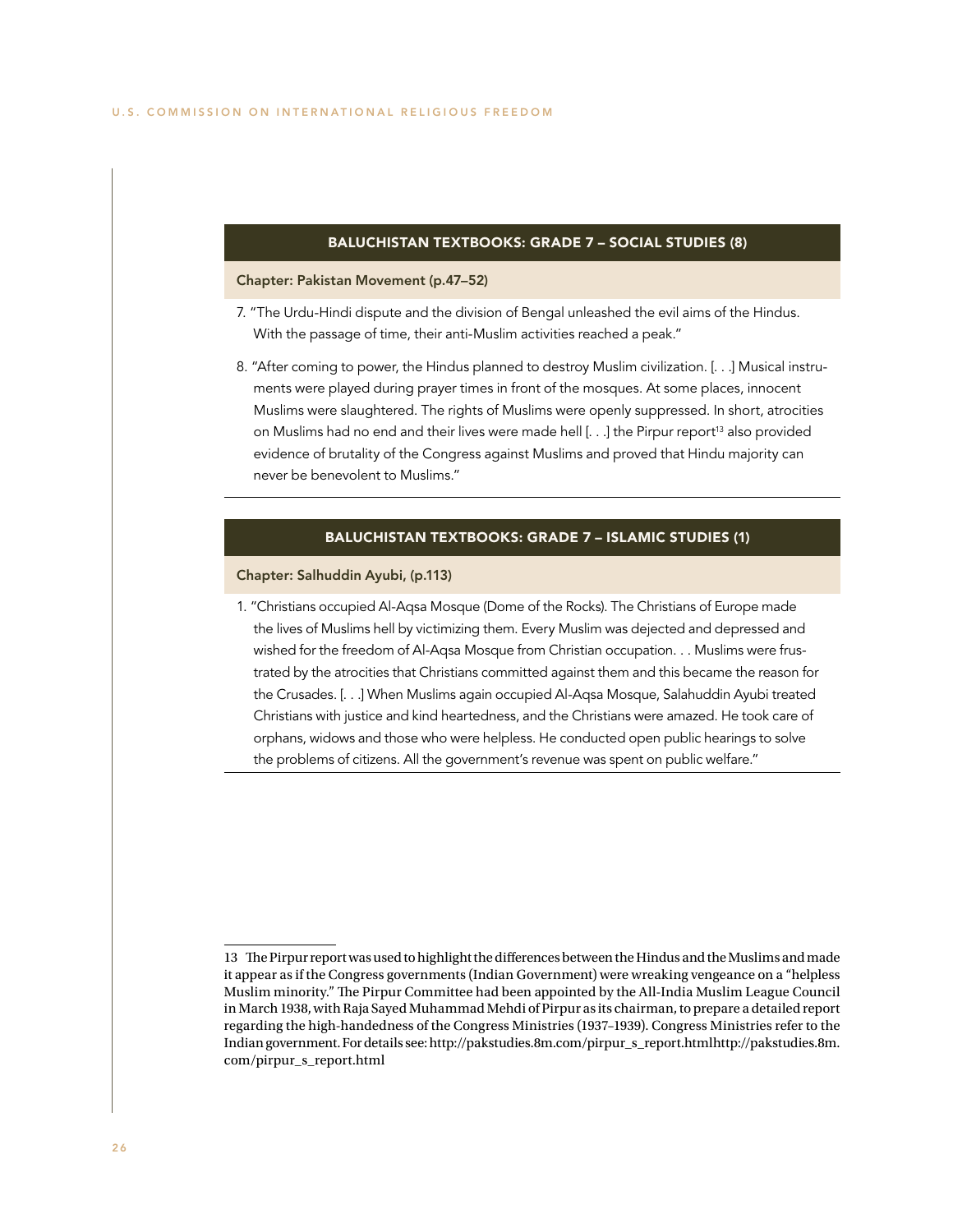## BALUCHISTAN TEXTBOOKS: GRADE 7 – SOCIAL STUDIES (8)

**Chapter: Pakistan Movement (p.47–52)**

7. "The Urdu-Hindi dispute and the division of Bengal unleashed the evil aims of the Hindus. With the passage of time, their anti-Muslim activities reached a peak."

8. "After coming to power, the Hindus planned to destroy Muslim civilization. [. . .] Musical instruments were played during prayer times in front of the mosques. At some places, innocent Muslims were slaughtered. The rights of Muslims were openly suppressed. In short, atrocities on Muslims had no end and their lives were made hell [. . .] the Pirpur report[13] also provided evidence of brutality of the Congress against Muslims and proved that Hindu majority can never be benevolent to Muslims."

## BALUCHISTAN TEXTBOOKS: GRADE 7 – ISLAMIC STUDIES (1)

**Chapter: Salhuddin Ayubi, (p.113)**

1. "Christians occupied Al-Aqsa Mosque (Dome of the Rocks). The Christians of Europe made the lives of Muslims hell by victimizing them. Every Muslim was dejected and depressed and wished for the freedom of Al-Aqsa Mosque from Christian occupation. . . Muslims were frustrated by the atrocities that Christians committed against them and this became the reason for the Crusades. [. . .] When Muslims again occupied Al-Aqsa Mosque, Salahuddin Ayubi treated Christians with justice and kind heartedness, and the Christians were amazed. He took care of orphans, widows and those who were helpless. He conducted open public hearings to solve the problems of citizens. All the government's revenue was spent on public welfare."

---

13 The Pirpur report was used to highlight the differences between the Hindus and the Muslims and made it appear as if the Congress governments (Indian Government) were wreaking vengeance on a "helpless Muslim minority." The Pirpur Committee had been appointed by the All-India Muslim League Council in March 1938, with Raja Sayed Muhammad Mehdi of Pirpur as its chairman, to prepare a detailed report regarding the high-handedness of the Congress Ministries (1937–1939). Congress Ministries refer to the Indian government. For details see: http://pakstudies.8m.com/pirpur_s_report.htmlhttp://pakstudies.8m.com/pirpur_s_report.html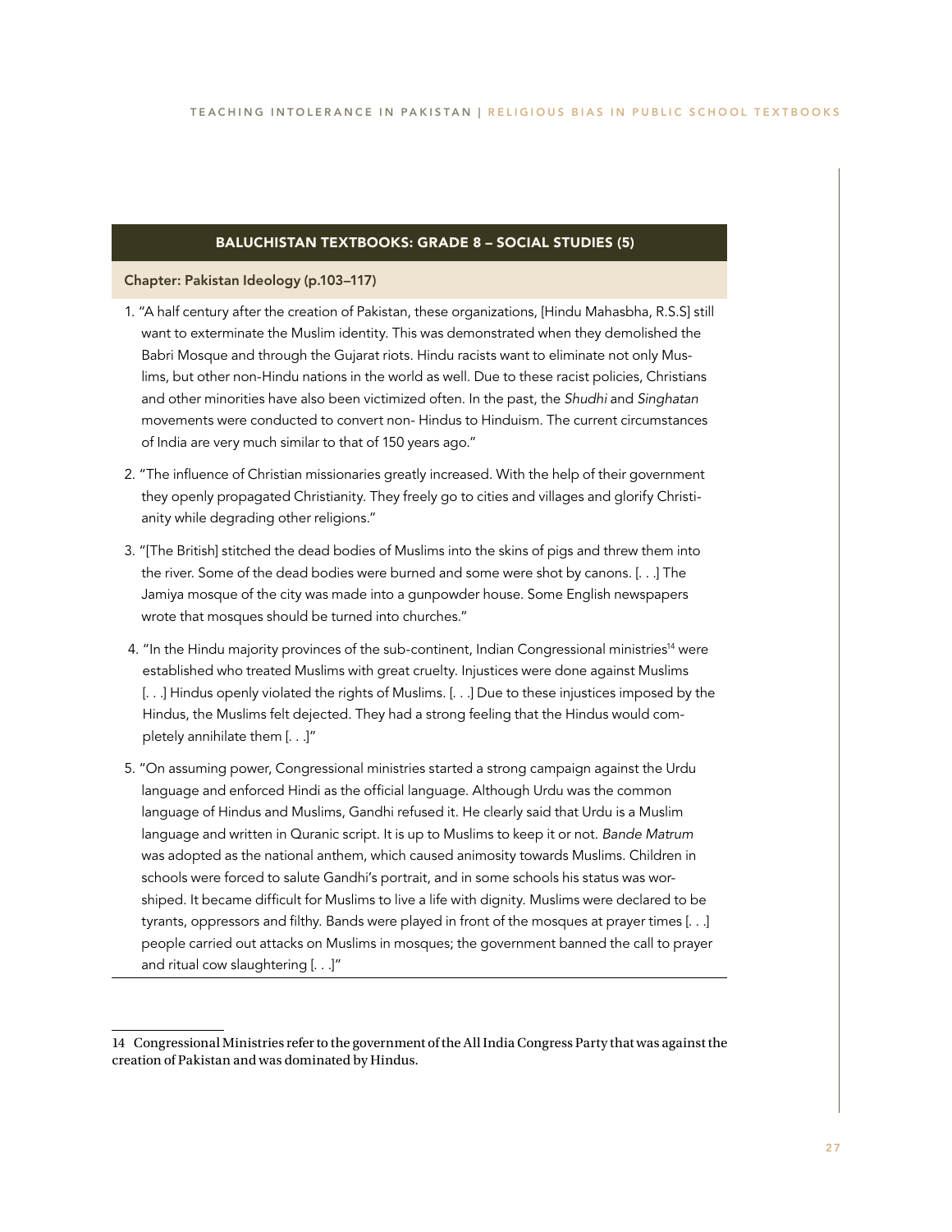## BALUCHISTAN TEXTBOOKS: GRADE 8 – SOCIAL STUDIES (5)

**Chapter: Pakistan Ideology (p.103–117)**

1. "A half century after the creation of Pakistan, these organizations, [Hindu Mahasbha, R.S.S] still want to exterminate the Muslim identity. This was demonstrated when they demolished the Babri Mosque and through the Gujarat riots. Hindu racists want to eliminate not only Muslims, but other non-Hindu nations in the world as well. Due to these racist policies, Christians and other minorities have also been victimized often. In the past, the *Shudhi* and *Singhatan* movements were conducted to convert non- Hindus to Hinduism. The current circumstances of India are very much similar to that of 150 years ago."

2. "The influence of Christian missionaries greatly increased. With the help of their government they openly propagated Christianity. They freely go to cities and villages and glorify Christianity while degrading other religions."

3. "[The British] stitched the dead bodies of Muslims into the skins of pigs and threw them into the river. Some of the dead bodies were burned and some were shot by canons. [. . .] The Jamiya mosque of the city was made into a gunpowder house. Some English newspapers wrote that mosques should be turned into churches."

4. "In the Hindu majority provinces of the sub-continent, Indian Congressional ministries[14] were established who treated Muslims with great cruelty. Injustices were done against Muslims [. . .] Hindus openly violated the rights of Muslims. [. . .] Due to these injustices imposed by the Hindus, the Muslims felt dejected. They had a strong feeling that the Hindus would completely annihilate them [. . .]"

5. "On assuming power, Congressional ministries started a strong campaign against the Urdu language and enforced Hindi as the official language. Although Urdu was the common language of Hindus and Muslims, Gandhi refused it. He clearly said that Urdu is a Muslim language and written in Quranic script. It is up to Muslims to keep it or not. *Bande Matrum* was adopted as the national anthem, which caused animosity towards Muslims. Children in schools were forced to salute Gandhi's portrait, and in some schools his status was worshiped. It became difficult for Muslims to live a life with dignity. Muslims were declared to be tyrants, oppressors and filthy. Bands were played in front of the mosques at prayer times [. . .] people carried out attacks on Muslims in mosques; the government banned the call to prayer and ritual cow slaughtering [. . .]"

---

14 Congressional Ministries refer to the government of the All India Congress Party that was against the creation of Pakistan and was dominated by Hindus.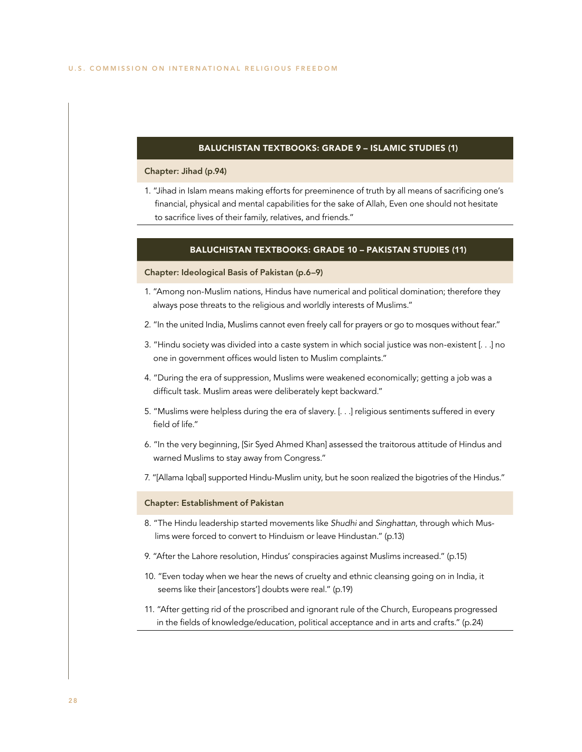### BALUCHISTAN TEXTBOOKS: GRADE 9 – ISLAMIC STUDIES (1)

**Chapter: Jihad (p.94)**

1. "Jihad in Islam means making efforts for preeminence of truth by all means of sacrificing one's financial, physical and mental capabilities for the sake of Allah, Even one should not hesitate to sacrifice lives of their family, relatives, and friends."

### BALUCHISTAN TEXTBOOKS: GRADE 10 – PAKISTAN STUDIES (11)

**Chapter: Ideological Basis of Pakistan (p.6–9)**

1. "Among non-Muslim nations, Hindus have numerical and political domination; therefore they always pose threats to the religious and worldly interests of Muslims."
2. "In the united India, Muslims cannot even freely call for prayers or go to mosques without fear."
3. "Hindu society was divided into a caste system in which social justice was non-existent [. . .] no one in government offices would listen to Muslim complaints."
4. "During the era of suppression, Muslims were weakened economically; getting a job was a difficult task. Muslim areas were deliberately kept backward."
5. "Muslims were helpless during the era of slavery. [. . .] religious sentiments suffered in every field of life."
6. "In the very beginning, [Sir Syed Ahmed Khan] assessed the traitorous attitude of Hindus and warned Muslims to stay away from Congress."
7. "[Allama Iqbal] supported Hindu-Muslim unity, but he soon realized the bigotries of the Hindus."

**Chapter: Establishment of Pakistan**

8. "The Hindu leadership started movements like *Shudhi* and *Singhattan*, through which Muslims were forced to convert to Hinduism or leave Hindustan." (p.13)
9. "After the Lahore resolution, Hindus' conspiracies against Muslims increased." (p.15)
10. "Even today when we hear the news of cruelty and ethnic cleansing going on in India, it seems like their [ancestors'] doubts were real." (p.19)
11. "After getting rid of the proscribed and ignorant rule of the Church, Europeans progressed in the fields of knowledge/education, political acceptance and in arts and crafts." (p.24)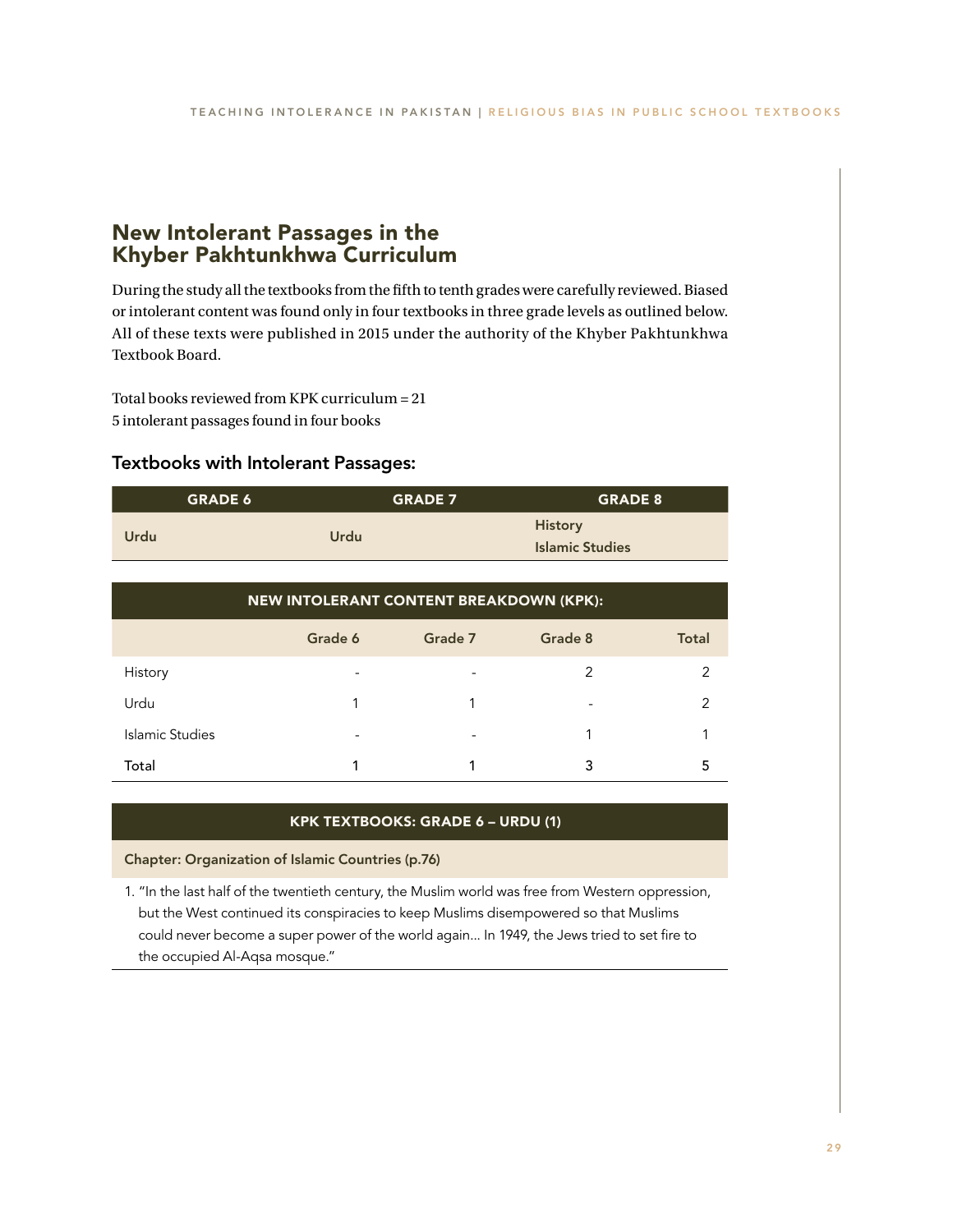## New Intolerant Passages in the Khyber Pakhtunkhwa Curriculum

During the study all the textbooks from the fifth to tenth grades were carefully reviewed. Biased or intolerant content was found only in four textbooks in three grade levels as outlined below. All of these texts were published in 2015 under the authority of the Khyber Pakhtunkhwa Textbook Board.

Total books reviewed from KPK curriculum = 21
5 intolerant passages found in four books

### Textbooks with Intolerant Passages:

| GRADE 6 | GRADE 7 | GRADE 8 |
|---|---|---|
| Urdu | Urdu | History<br>Islamic Studies |

| NEW INTOLERANT CONTENT BREAKDOWN (KPK): | | | | |
|---|---|---|---|---|
| | Grade 6 | Grade 7 | Grade 8 | Total |
| History | - | - | 2 | 2 |
| Urdu | 1 | 1 | - | 2 |
| Islamic Studies | - | - | 1 | 1 |
| Total | 1 | 1 | 3 | 5 |

| KPK TEXTBOOKS: GRADE 6 – URDU (1) |
|---|
| **Chapter: Organization of Islamic Countries (p.76)** |
| 1. "In the last half of the twentieth century, the Muslim world was free from Western oppression, but the West continued its conspiracies to keep Muslims disempowered so that Muslims could never become a super power of the world again... In 1949, the Jews tried to set fire to the occupied Al-Aqsa mosque." |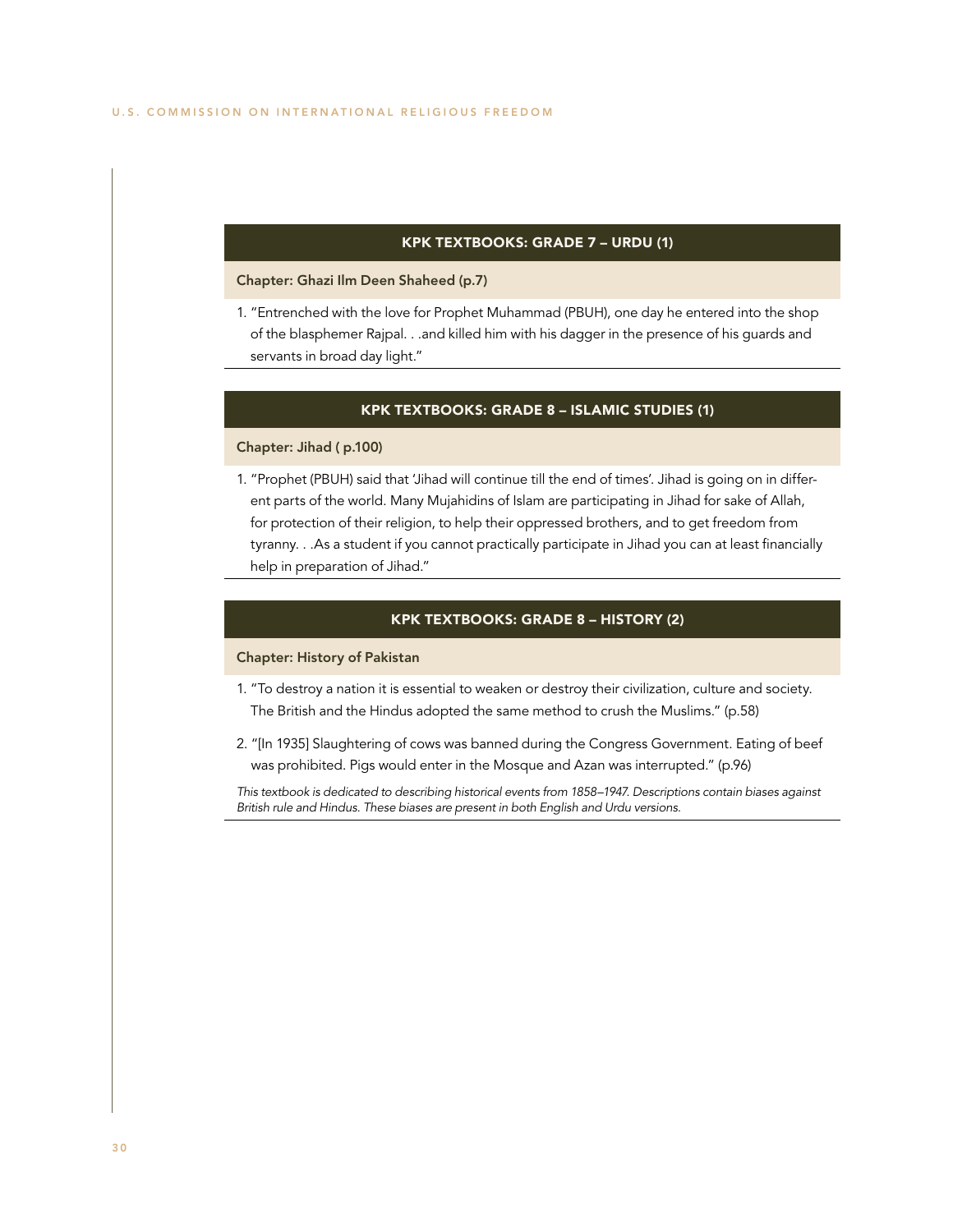### KPK TEXTBOOKS: GRADE 7 – URDU (1)

**Chapter: Ghazi Ilm Deen Shaheed (p.7)**

1. "Entrenched with the love for Prophet Muhammad (PBUH), one day he entered into the shop of the blasphemer Rajpal. . .and killed him with his dagger in the presence of his guards and servants in broad day light."

### KPK TEXTBOOKS: GRADE 8 – ISLAMIC STUDIES (1)

**Chapter: Jihad ( p.100)**

1. "Prophet (PBUH) said that 'Jihad will continue till the end of times'. Jihad is going on in different parts of the world. Many Mujahidins of Islam are participating in Jihad for sake of Allah, for protection of their religion, to help their oppressed brothers, and to get freedom from tyranny. . .As a student if you cannot practically participate in Jihad you can at least financially help in preparation of Jihad."

### KPK TEXTBOOKS: GRADE 8 – HISTORY (2)

**Chapter: History of Pakistan**

1. "To destroy a nation it is essential to weaken or destroy their civilization, culture and society. The British and the Hindus adopted the same method to crush the Muslims." (p.58)
2. "[In 1935] Slaughtering of cows was banned during the Congress Government. Eating of beef was prohibited. Pigs would enter in the Mosque and Azan was interrupted." (p.96)

*This textbook is dedicated to describing historical events from 1858–1947. Descriptions contain biases against British rule and Hindus. These biases are present in both English and Urdu versions.*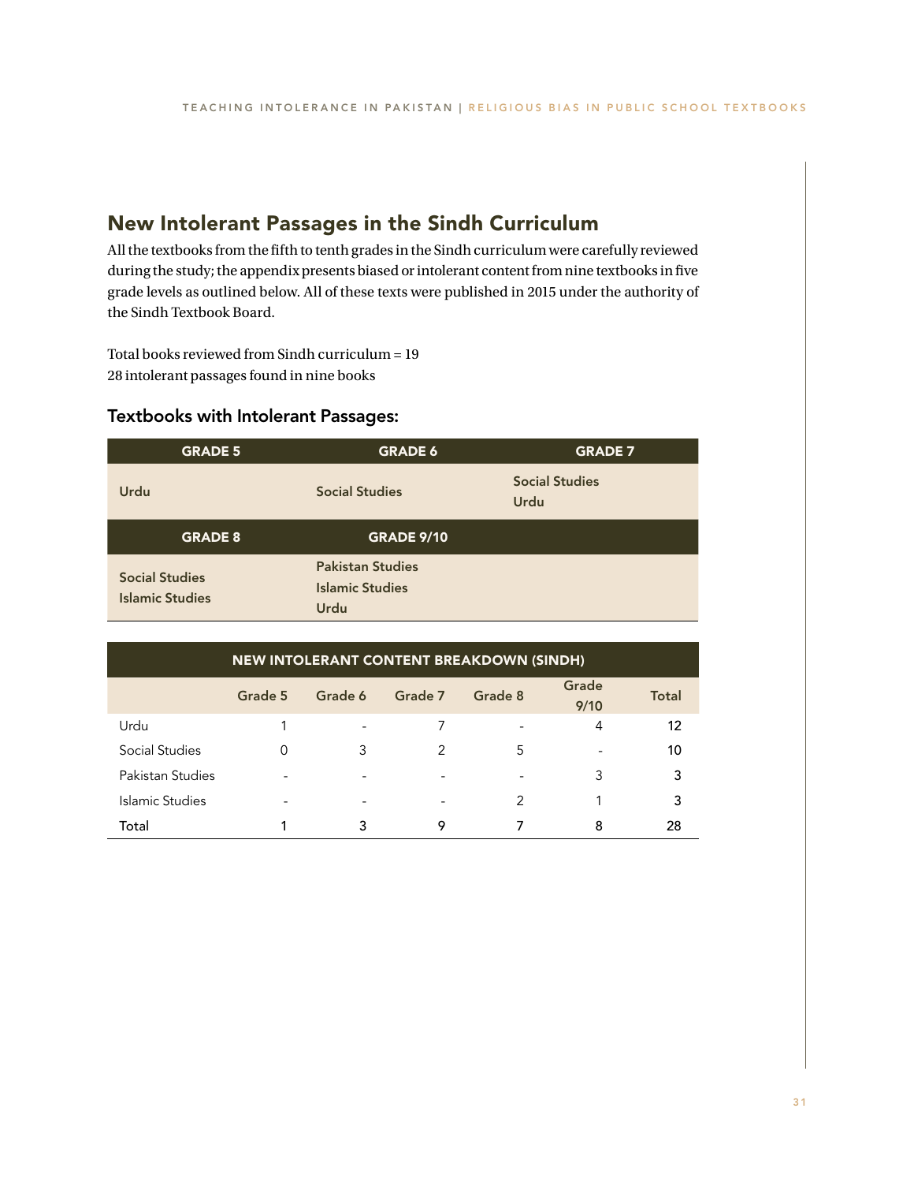## New Intolerant Passages in the Sindh Curriculum

All the textbooks from the fifth to tenth grades in the Sindh curriculum were carefully reviewed during the study; the appendix presents biased or intolerant content from nine textbooks in five grade levels as outlined below. All of these texts were published in 2015 under the authority of the Sindh Textbook Board.

Total books reviewed from Sindh curriculum = 19
28 intolerant passages found in nine books

### Textbooks with Intolerant Passages:

| GRADE 5 | GRADE 6 | GRADE 7 |
|---|---|---|
| Urdu | Social Studies | Social Studies<br>Urdu |
| **GRADE 8** | **GRADE 9/10** | |
| Social Studies<br>Islamic Studies | Pakistan Studies<br>Islamic Studies<br>Urdu | |

| NEW INTOLERANT CONTENT BREAKDOWN (SINDH) | | | | | | |
|---|---|---|---|---|---|---|
| | Grade 5 | Grade 6 | Grade 7 | Grade 8 | Grade 9/10 | Total |
| Urdu | 1 | - | 7 | - | 4 | 12 |
| Social Studies | 0 | 3 | 2 | 5 | - | 10 |
| Pakistan Studies | - | - | - | - | 3 | 3 |
| Islamic Studies | - | - | - | 2 | 1 | 3 |
| Total | 1 | 3 | 9 | 7 | 8 | 28 |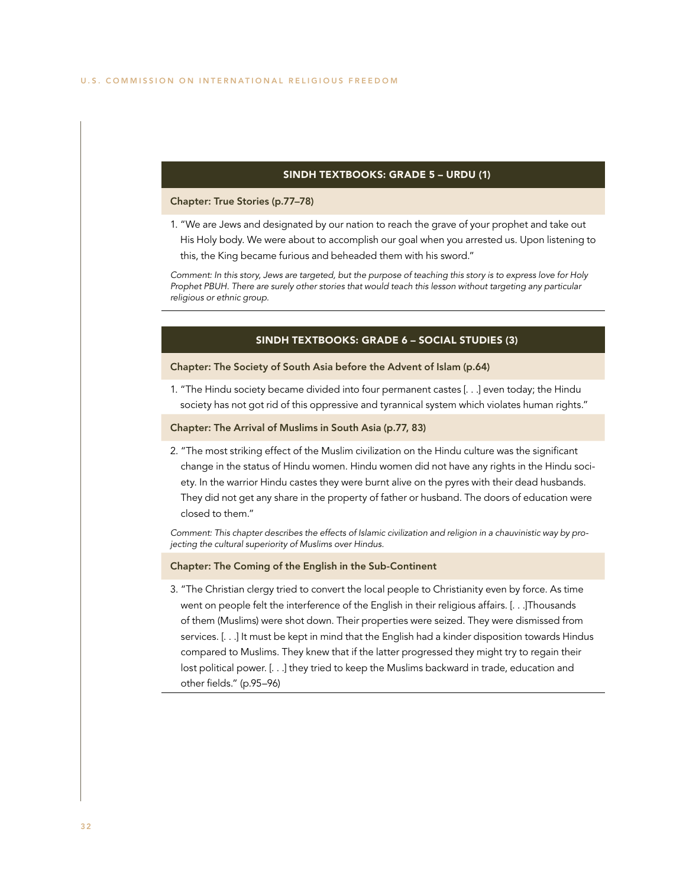## SINDH TEXTBOOKS: GRADE 5 – URDU (1)

**Chapter: True Stories (p.77–78)**

1. "We are Jews and designated by our nation to reach the grave of your prophet and take out His Holy body. We were about to accomplish our goal when you arrested us. Upon listening to this, the King became furious and beheaded them with his sword."

*Comment: In this story, Jews are targeted, but the purpose of teaching this story is to express love for Holy Prophet PBUH. There are surely other stories that would teach this lesson without targeting any particular religious or ethnic group.*

## SINDH TEXTBOOKS: GRADE 6 – SOCIAL STUDIES (3)

**Chapter: The Society of South Asia before the Advent of Islam (p.64)**

1. "The Hindu society became divided into four permanent castes [. . .] even today; the Hindu society has not got rid of this oppressive and tyrannical system which violates human rights."

**Chapter: The Arrival of Muslims in South Asia (p.77, 83)**

2. "The most striking effect of the Muslim civilization on the Hindu culture was the significant change in the status of Hindu women. Hindu women did not have any rights in the Hindu society. In the warrior Hindu castes they were burnt alive on the pyres with their dead husbands. They did not get any share in the property of father or husband. The doors of education were closed to them."

*Comment: This chapter describes the effects of Islamic civilization and religion in a chauvinistic way by projecting the cultural superiority of Muslims over Hindus.*

**Chapter: The Coming of the English in the Sub-Continent**

3. "The Christian clergy tried to convert the local people to Christianity even by force. As time went on people felt the interference of the English in their religious affairs. [. . .]Thousands of them (Muslims) were shot down. Their properties were seized. They were dismissed from services. [. . .] It must be kept in mind that the English had a kinder disposition towards Hindus compared to Muslims. They knew that if the latter progressed they might try to regain their lost political power. [. . .] they tried to keep the Muslims backward in trade, education and other fields." (p.95–96)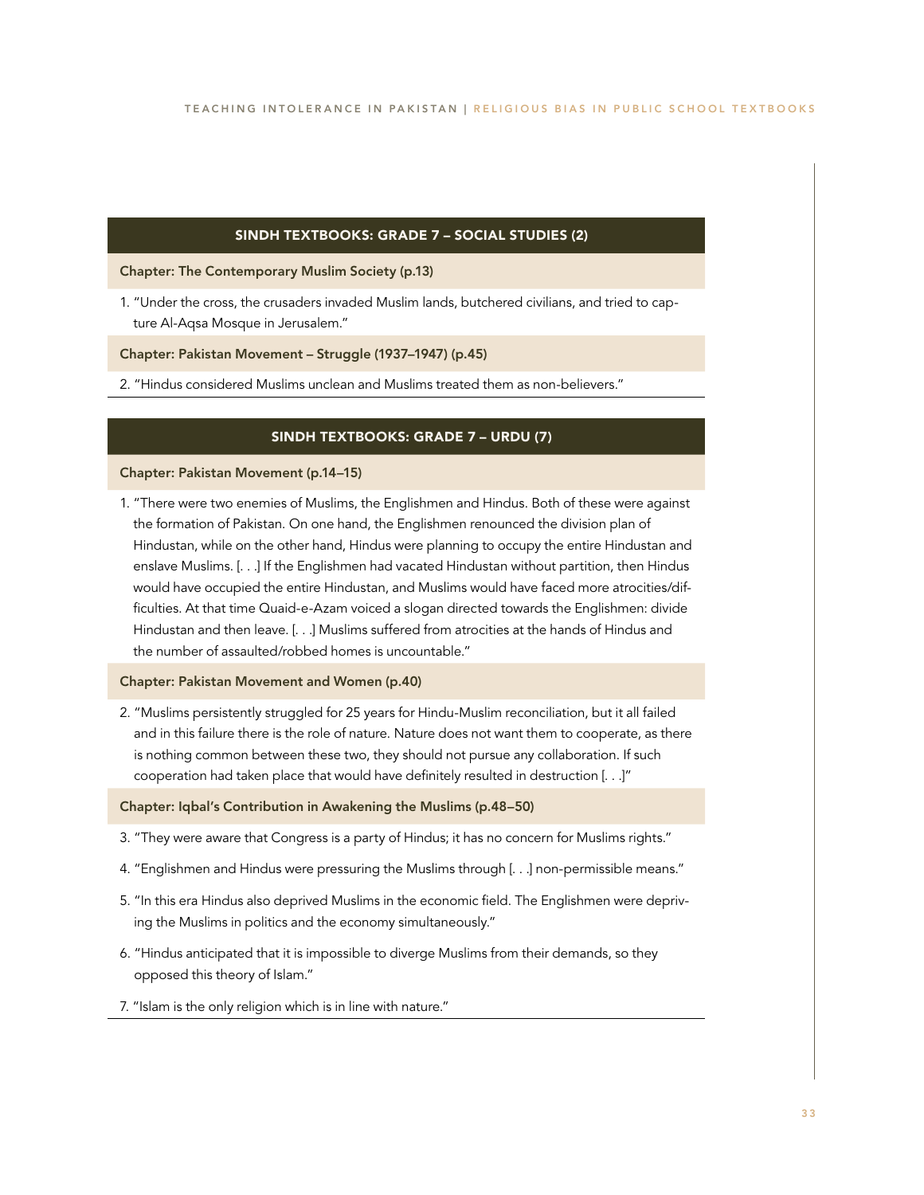### SINDH TEXTBOOKS: GRADE 7 – SOCIAL STUDIES (2)

**Chapter: The Contemporary Muslim Society (p.13)**

1. "Under the cross, the crusaders invaded Muslim lands, butchered civilians, and tried to capture Al-Aqsa Mosque in Jerusalem."

**Chapter: Pakistan Movement – Struggle (1937–1947) (p.45)**

2. "Hindus considered Muslims unclean and Muslims treated them as non-believers."

### SINDH TEXTBOOKS: GRADE 7 – URDU (7)

**Chapter: Pakistan Movement (p.14–15)**

1. "There were two enemies of Muslims, the Englishmen and Hindus. Both of these were against the formation of Pakistan. On one hand, the Englishmen renounced the division plan of Hindustan, while on the other hand, Hindus were planning to occupy the entire Hindustan and enslave Muslims. [. . .] If the Englishmen had vacated Hindustan without partition, then Hindus would have occupied the entire Hindustan, and Muslims would have faced more atrocities/difficulties. At that time Quaid-e-Azam voiced a slogan directed towards the Englishmen: divide Hindustan and then leave. [. . .] Muslims suffered from atrocities at the hands of Hindus and the number of assaulted/robbed homes is uncountable."

**Chapter: Pakistan Movement and Women (p.40)**

2. "Muslims persistently struggled for 25 years for Hindu-Muslim reconciliation, but it all failed and in this failure there is the role of nature. Nature does not want them to cooperate, as there is nothing common between these two, they should not pursue any collaboration. If such cooperation had taken place that would have definitely resulted in destruction [. . .]"

**Chapter: Iqbal's Contribution in Awakening the Muslims (p.48–50)**

3. "They were aware that Congress is a party of Hindus; it has no concern for Muslims rights."
4. "Englishmen and Hindus were pressuring the Muslims through [. . .] non-permissible means."
5. "In this era Hindus also deprived Muslims in the economic field. The Englishmen were depriving the Muslims in politics and the economy simultaneously."
6. "Hindus anticipated that it is impossible to diverge Muslims from their demands, so they opposed this theory of Islam."
7. "Islam is the only religion which is in line with nature."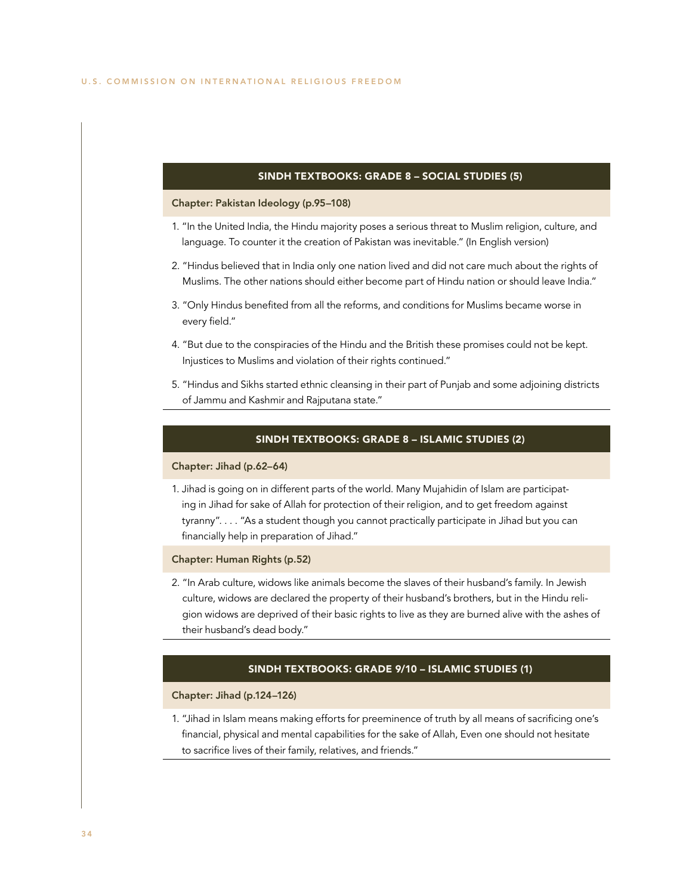### SINDH TEXTBOOKS: GRADE 8 – SOCIAL STUDIES (5)

**Chapter: Pakistan Ideology (p.95–108)**

1. "In the United India, the Hindu majority poses a serious threat to Muslim religion, culture, and language. To counter it the creation of Pakistan was inevitable." (In English version)
2. "Hindus believed that in India only one nation lived and did not care much about the rights of Muslims. The other nations should either become part of Hindu nation or should leave India."
3. "Only Hindus benefited from all the reforms, and conditions for Muslims became worse in every field."
4. "But due to the conspiracies of the Hindu and the British these promises could not be kept. Injustices to Muslims and violation of their rights continued."
5. "Hindus and Sikhs started ethnic cleansing in their part of Punjab and some adjoining districts of Jammu and Kashmir and Rajputana state."

### SINDH TEXTBOOKS: GRADE 8 – ISLAMIC STUDIES (2)

**Chapter: Jihad (p.62–64)**

1. Jihad is going on in different parts of the world. Many Mujahidin of Islam are participating in Jihad for sake of Allah for protection of their religion, and to get freedom against tyranny". . . . "As a student though you cannot practically participate in Jihad but you can financially help in preparation of Jihad."

**Chapter: Human Rights (p.52)**

2. "In Arab culture, widows like animals become the slaves of their husband's family. In Jewish culture, widows are declared the property of their husband's brothers, but in the Hindu religion widows are deprived of their basic rights to live as they are burned alive with the ashes of their husband's dead body."

### SINDH TEXTBOOKS: GRADE 9/10 – ISLAMIC STUDIES (1)

**Chapter: Jihad (p.124–126)**

1. "Jihad in Islam means making efforts for preeminence of truth by all means of sacrificing one's financial, physical and mental capabilities for the sake of Allah, Even one should not hesitate to sacrifice lives of their family, relatives, and friends."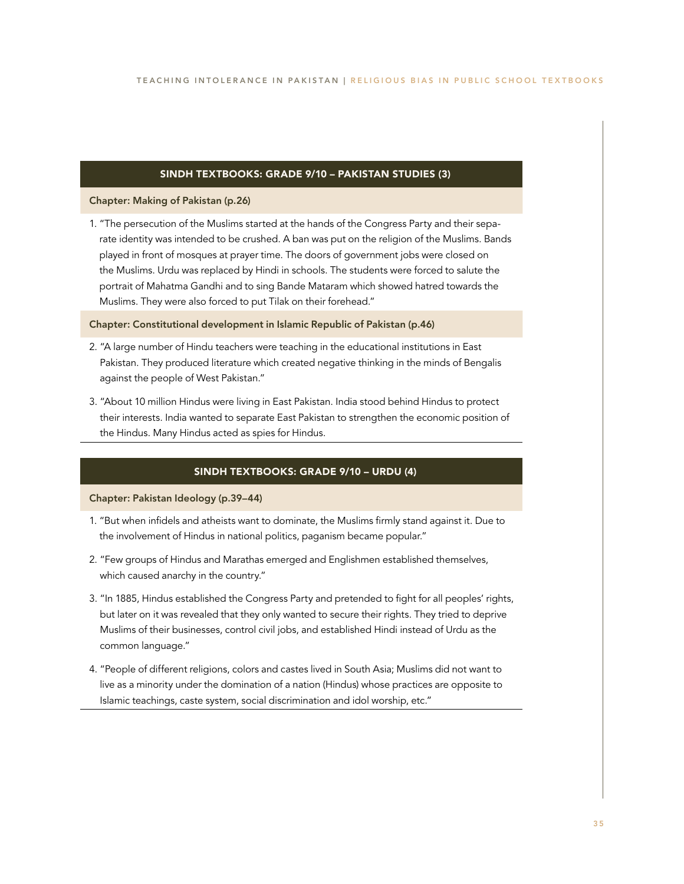## SINDH TEXTBOOKS: GRADE 9/10 – PAKISTAN STUDIES (3)

**Chapter: Making of Pakistan (p.26)**

1. "The persecution of the Muslims started at the hands of the Congress Party and their separate identity was intended to be crushed. A ban was put on the religion of the Muslims. Bands played in front of mosques at prayer time. The doors of government jobs were closed on the Muslims. Urdu was replaced by Hindi in schools. The students were forced to salute the portrait of Mahatma Gandhi and to sing Bande Mataram which showed hatred towards the Muslims. They were also forced to put Tilak on their forehead."

**Chapter: Constitutional development in Islamic Republic of Pakistan (p.46)**

2. "A large number of Hindu teachers were teaching in the educational institutions in East Pakistan. They produced literature which created negative thinking in the minds of Bengalis against the people of West Pakistan."
3. "About 10 million Hindus were living in East Pakistan. India stood behind Hindus to protect their interests. India wanted to separate East Pakistan to strengthen the economic position of the Hindus. Many Hindus acted as spies for Hindus.

## SINDH TEXTBOOKS: GRADE 9/10 – URDU (4)

**Chapter: Pakistan Ideology (p.39–44)**

1. "But when infidels and atheists want to dominate, the Muslims firmly stand against it. Due to the involvement of Hindus in national politics, paganism became popular."
2. "Few groups of Hindus and Marathas emerged and Englishmen established themselves, which caused anarchy in the country."
3. "In 1885, Hindus established the Congress Party and pretended to fight for all peoples' rights, but later on it was revealed that they only wanted to secure their rights. They tried to deprive Muslims of their businesses, control civil jobs, and established Hindi instead of Urdu as the common language."
4. "People of different religions, colors and castes lived in South Asia; Muslims did not want to live as a minority under the domination of a nation (Hindus) whose practices are opposite to Islamic teachings, caste system, social discrimination and idol worship, etc."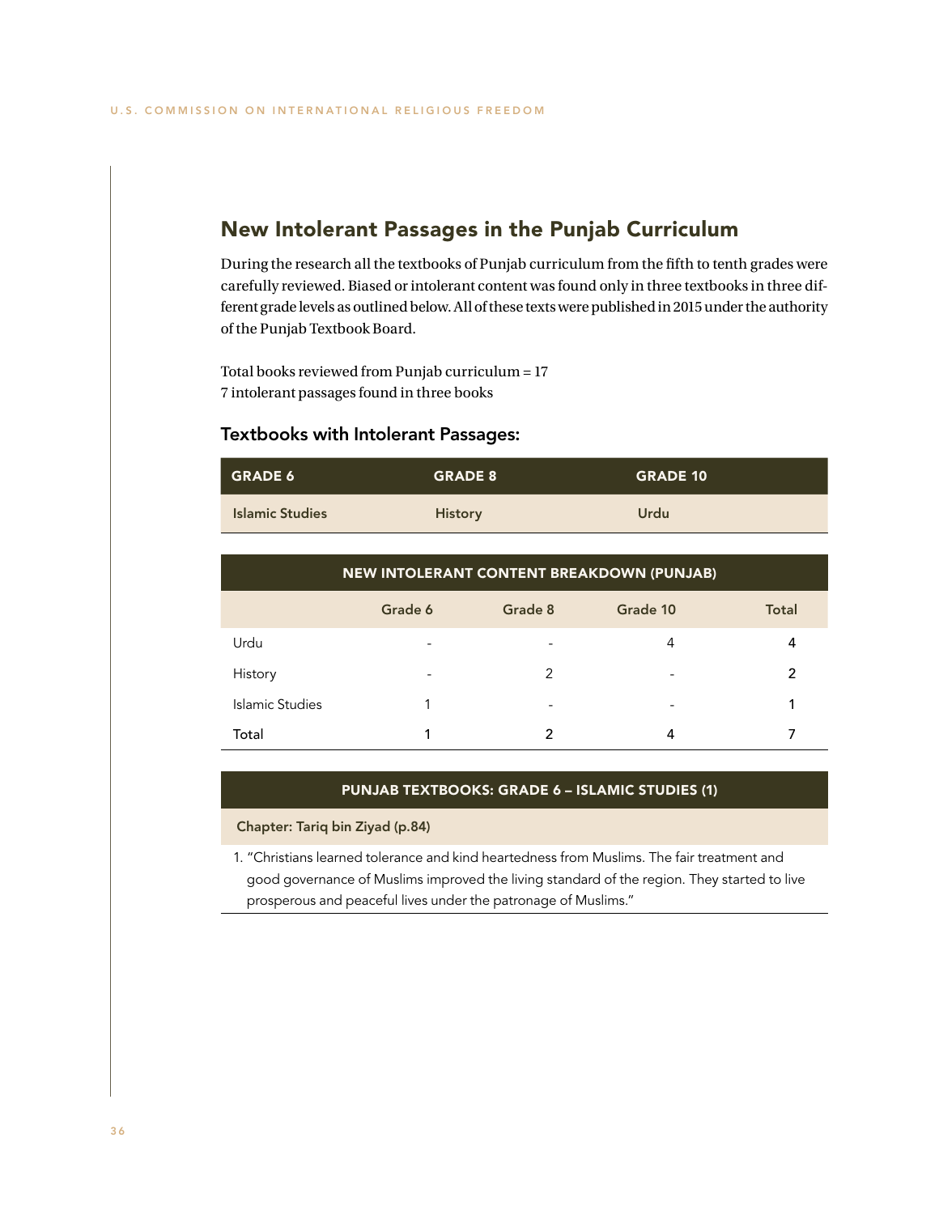## New Intolerant Passages in the Punjab Curriculum

During the research all the textbooks of Punjab curriculum from the fifth to tenth grades were carefully reviewed. Biased or intolerant content was found only in three textbooks in three different grade levels as outlined below. All of these texts were published in 2015 under the authority of the Punjab Textbook Board.

Total books reviewed from Punjab curriculum = 17
7 intolerant passages found in three books

### Textbooks with Intolerant Passages:

| GRADE 6 | GRADE 8 | GRADE 10 |
|---|---|---|
| Islamic Studies | History | Urdu |

| NEW INTOLERANT CONTENT BREAKDOWN (PUNJAB) | | | | |
|---|---|---|---|---|
| | Grade 6 | Grade 8 | Grade 10 | Total |
| Urdu | - | - | 4 | 4 |
| History | - | 2 | - | 2 |
| Islamic Studies | 1 | - | - | 1 |
| Total | 1 | 2 | 4 | 7 |

| PUNJAB TEXTBOOKS: GRADE 6 – ISLAMIC STUDIES (1) |
|---|
| **Chapter: Tariq bin Ziyad (p.84)** |
| 1. "Christians learned tolerance and kind heartedness from Muslims. The fair treatment and good governance of Muslims improved the living standard of the region. They started to live prosperous and peaceful lives under the patronage of Muslims." |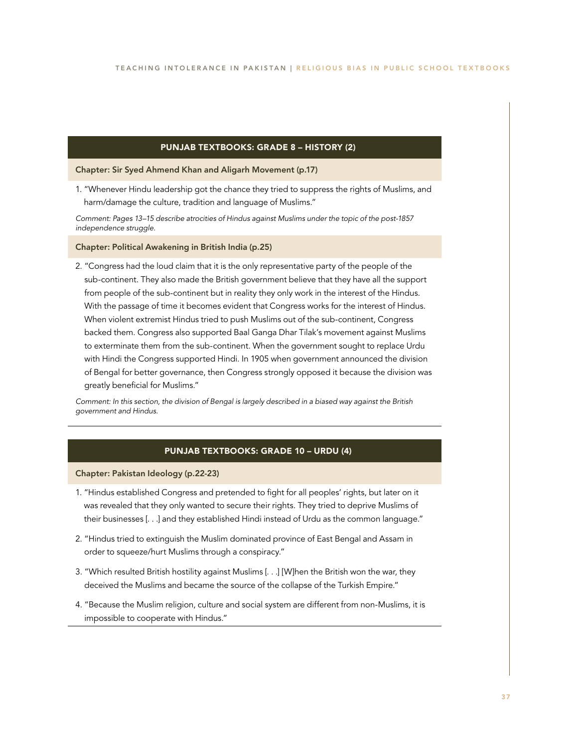## PUNJAB TEXTBOOKS: GRADE 8 – HISTORY (2)

**Chapter: Sir Syed Ahmend Khan and Aligarh Movement (p.17)**

1. "Whenever Hindu leadership got the chance they tried to suppress the rights of Muslims, and harm/damage the culture, tradition and language of Muslims."

*Comment: Pages 13–15 describe atrocities of Hindus against Muslims under the topic of the post-1857 independence struggle.*

**Chapter: Political Awakening in British India (p.25)**

2. "Congress had the loud claim that it is the only representative party of the people of the sub-continent. They also made the British government believe that they have all the support from people of the sub-continent but in reality they only work in the interest of the Hindus. With the passage of time it becomes evident that Congress works for the interest of Hindus. When violent extremist Hindus tried to push Muslims out of the sub-continent, Congress backed them. Congress also supported Baal Ganga Dhar Tilak's movement against Muslims to exterminate them from the sub-continent. When the government sought to replace Urdu with Hindi the Congress supported Hindi. In 1905 when government announced the division of Bengal for better governance, then Congress strongly opposed it because the division was greatly beneficial for Muslims."

*Comment: In this section, the division of Bengal is largely described in a biased way against the British government and Hindus.*

## PUNJAB TEXTBOOKS: GRADE 10 – URDU (4)

**Chapter: Pakistan Ideology (p.22-23)**

1. "Hindus established Congress and pretended to fight for all peoples' rights, but later on it was revealed that they only wanted to secure their rights. They tried to deprive Muslims of their businesses [. . .] and they established Hindi instead of Urdu as the common language."
2. "Hindus tried to extinguish the Muslim dominated province of East Bengal and Assam in order to squeeze/hurt Muslims through a conspiracy."
3. "Which resulted British hostility against Muslims [. . .] [W]hen the British won the war, they deceived the Muslims and became the source of the collapse of the Turkish Empire."
4. "Because the Muslim religion, culture and social system are different from non-Muslims, it is impossible to cooperate with Hindus."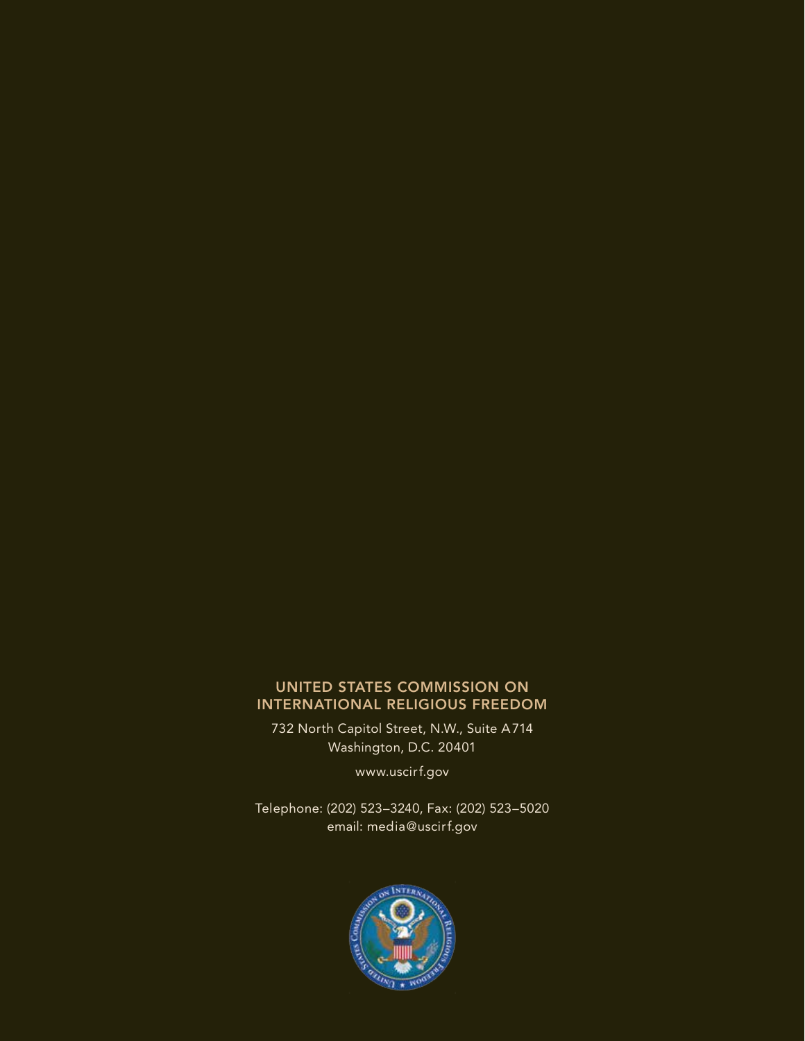**UNITED STATES COMMISSION ON INTERNATIONAL RELIGIOUS FREEDOM**

732 North Capitol Street, N.W., Suite A714
Washington, D.C. 20401

www.uscirf.gov

Telephone: (202) 523–3240, Fax: (202) 523–5020
email: media@uscirf.gov